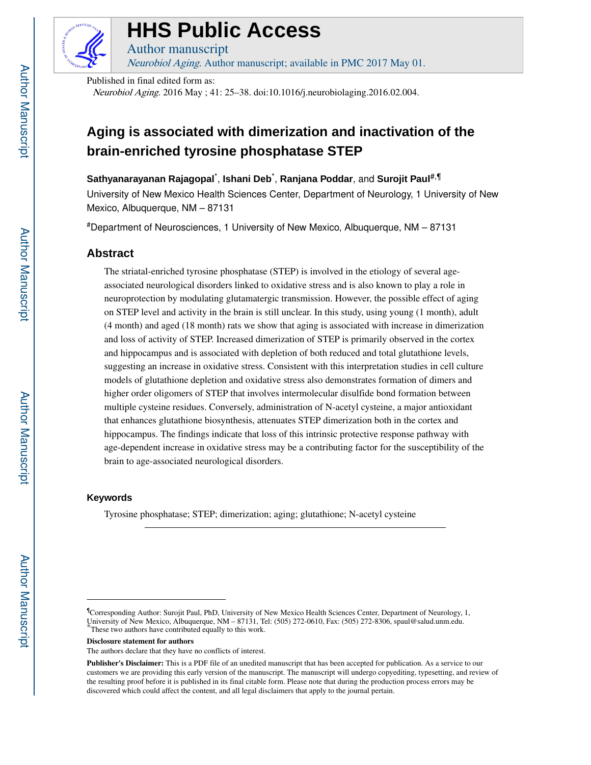# HHS Public Access

Author manuscript

*Neurobiol Aging*. Author manuscript; available in PMC 2017 May 01.

Published in final edited form as:

*Neurobiol Aging*. 2016 May ; 41: 25–38. doi:10.1016/j.neurobiolaging.2016.02.004.

# Aging is associated with dimerization and inactivation of the brain-enriched tyrosine phosphatase STEP

**Sathyanarayanan Rajagopal**[*], **Ishani Deb**[*], **Ranjana Poddar**, and **Surojit Paul**[#,¶]

University of New Mexico Health Sciences Center, Department of Neurology, 1 University of New Mexico, Albuquerque, NM – 87131

[#]Department of Neurosciences, 1 University of New Mexico, Albuquerque, NM – 87131

## Abstract

The striatal-enriched tyrosine phosphatase (STEP) is involved in the etiology of several age-associated neurological disorders linked to oxidative stress and is also known to play a role in neuroprotection by modulating glutamatergic transmission. However, the possible effect of aging on STEP level and activity in the brain is still unclear. In this study, using young (1 month), adult (4 month) and aged (18 month) rats we show that aging is associated with increase in dimerization and loss of activity of STEP. Increased dimerization of STEP is primarily observed in the cortex and hippocampus and is associated with depletion of both reduced and total glutathione levels, suggesting an increase in oxidative stress. Consistent with this interpretation studies in cell culture models of glutathione depletion and oxidative stress also demonstrates formation of dimers and higher order oligomers of STEP that involves intermolecular disulfide bond formation between multiple cysteine residues. Conversely, administration of N-acetyl cysteine, a major antioxidant that enhances glutathione biosynthesis, attenuates STEP dimerization both in the cortex and hippocampus. The findings indicate that loss of this intrinsic protective response pathway with age-dependent increase in oxidative stress may be a contributing factor for the susceptibility of the brain to age-associated neurological disorders.

### Keywords

Tyrosine phosphatase; STEP; dimerization; aging; glutathione; N-acetyl cysteine

---

[¶]Corresponding Author: Surojit Paul, PhD, University of New Mexico Health Sciences Center, Department of Neurology, 1, University of New Mexico, Albuquerque, NM – 87131, Tel: (505) 272-0610, Fax: (505) 272-8306, spaul@salud.unm.edu.
[*]These two authors have contributed equally to this work.

**Disclosure statement for authors**

The authors declare that they have no conflicts of interest.

**Publisher's Disclaimer:** This is a PDF file of an unedited manuscript that has been accepted for publication. As a service to our customers we are providing this early version of the manuscript. The manuscript will undergo copyediting, typesetting, and review of the resulting proof before it is published in its final citable form. Please note that during the production process errors may be discovered which could affect the content, and all legal disclaimers that apply to the journal pertain.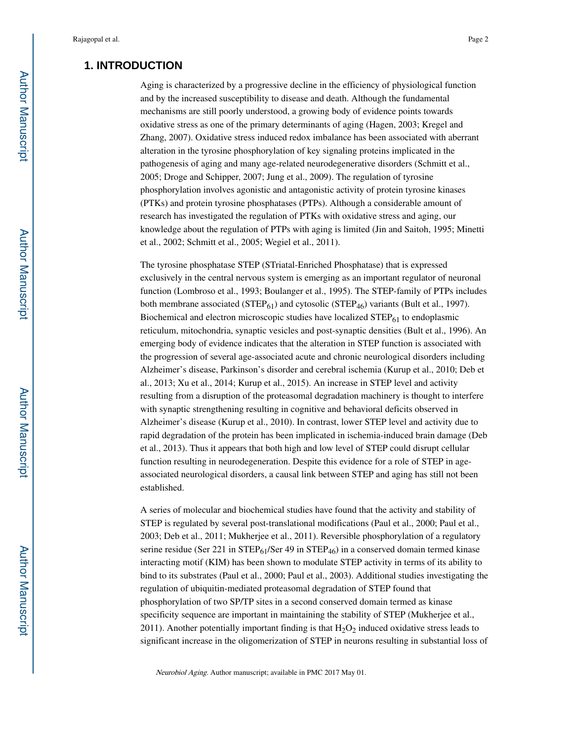## 1. INTRODUCTION

Aging is characterized by a progressive decline in the efficiency of physiological function and by the increased susceptibility to disease and death. Although the fundamental mechanisms are still poorly understood, a growing body of evidence points towards oxidative stress as one of the primary determinants of aging (Hagen, 2003; Kregel and Zhang, 2007). Oxidative stress induced redox imbalance has been associated with aberrant alteration in the tyrosine phosphorylation of key signaling proteins implicated in the pathogenesis of aging and many age-related neurodegenerative disorders (Schmitt et al., 2005; Droge and Schipper, 2007; Jung et al., 2009). The regulation of tyrosine phosphorylation involves agonistic and antagonistic activity of protein tyrosine kinases (PTKs) and protein tyrosine phosphatases (PTPs). Although a considerable amount of research has investigated the regulation of PTKs with oxidative stress and aging, our knowledge about the regulation of PTPs with aging is limited (Jin and Saitoh, 1995; Minetti et al., 2002; Schmitt et al., 2005; Wegiel et al., 2011).

The tyrosine phosphatase STEP (STriatal-Enriched Phosphatase) that is expressed exclusively in the central nervous system is emerging as an important regulator of neuronal function (Lombroso et al., 1993; Boulanger et al., 1995). The STEP-family of PTPs includes both membrane associated ($STEP_{61}$) and cytosolic ($STEP_{46}$) variants (Bult et al., 1997). Biochemical and electron microscopic studies have localized $STEP_{61}$ to endoplasmic reticulum, mitochondria, synaptic vesicles and post-synaptic densities (Bult et al., 1996). An emerging body of evidence indicates that the alteration in STEP function is associated with the progression of several age-associated acute and chronic neurological disorders including Alzheimer's disease, Parkinson's disorder and cerebral ischemia (Kurup et al., 2010; Deb et al., 2013; Xu et al., 2014; Kurup et al., 2015). An increase in STEP level and activity resulting from a disruption of the proteasomal degradation machinery is thought to interfere with synaptic strengthening resulting in cognitive and behavioral deficits observed in Alzheimer's disease (Kurup et al., 2010). In contrast, lower STEP level and activity due to rapid degradation of the protein has been implicated in ischemia-induced brain damage (Deb et al., 2013). Thus it appears that both high and low level of STEP could disrupt cellular function resulting in neurodegeneration. Despite this evidence for a role of STEP in age-associated neurological disorders, a causal link between STEP and aging has still not been established.

A series of molecular and biochemical studies have found that the activity and stability of STEP is regulated by several post-translational modifications (Paul et al., 2000; Paul et al., 2003; Deb et al., 2011; Mukherjee et al., 2011). Reversible phosphorylation of a regulatory serine residue (Ser 221 in $STEP_{61}$/Ser 49 in $STEP_{46}$) in a conserved domain termed kinase interacting motif (KIM) has been shown to modulate STEP activity in terms of its ability to bind to its substrates (Paul et al., 2000; Paul et al., 2003). Additional studies investigating the regulation of ubiquitin-mediated proteasomal degradation of STEP found that phosphorylation of two SP/TP sites in a second conserved domain termed as kinase specificity sequence are important in maintaining the stability of STEP (Mukherjee et al., 2011). Another potentially important finding is that $H_2O_2$ induced oxidative stress leads to significant increase in the oligomerization of STEP in neurons resulting in substantial loss of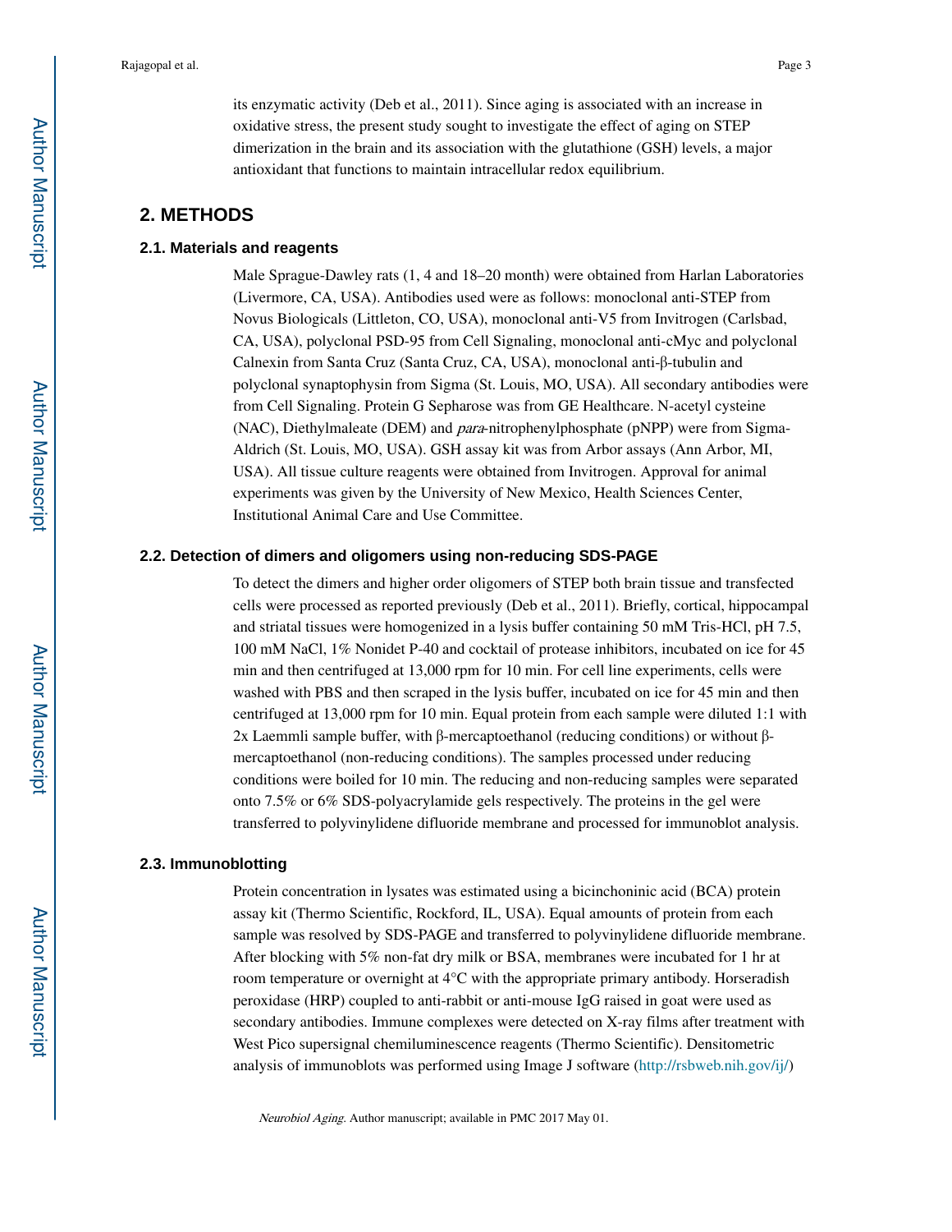its enzymatic activity (Deb et al., 2011). Since aging is associated with an increase in oxidative stress, the present study sought to investigate the effect of aging on STEP dimerization in the brain and its association with the glutathione (GSH) levels, a major antioxidant that functions to maintain intracellular redox equilibrium.

## 2. METHODS

### 2.1. Materials and reagents

Male Sprague-Dawley rats (1, 4 and 18–20 month) were obtained from Harlan Laboratories (Livermore, CA, USA). Antibodies used were as follows: monoclonal anti-STEP from Novus Biologicals (Littleton, CO, USA), monoclonal anti-V5 from Invitrogen (Carlsbad, CA, USA), polyclonal PSD-95 from Cell Signaling, monoclonal anti-cMyc and polyclonal Calnexin from Santa Cruz (Santa Cruz, CA, USA), monoclonal anti-β-tubulin and polyclonal synaptophysin from Sigma (St. Louis, MO, USA). All secondary antibodies were from Cell Signaling. Protein G Sepharose was from GE Healthcare. N-acetyl cysteine (NAC), Diethylmaleate (DEM) and *para*-nitrophenylphosphate (pNPP) were from Sigma-Aldrich (St. Louis, MO, USA). GSH assay kit was from Arbor assays (Ann Arbor, MI, USA). All tissue culture reagents were obtained from Invitrogen. Approval for animal experiments was given by the University of New Mexico, Health Sciences Center, Institutional Animal Care and Use Committee.

### 2.2. Detection of dimers and oligomers using non-reducing SDS-PAGE

To detect the dimers and higher order oligomers of STEP both brain tissue and transfected cells were processed as reported previously (Deb et al., 2011). Briefly, cortical, hippocampal and striatal tissues were homogenized in a lysis buffer containing 50 mM Tris-HCl, pH 7.5, 100 mM NaCl, 1% Nonidet P-40 and cocktail of protease inhibitors, incubated on ice for 45 min and then centrifuged at 13,000 rpm for 10 min. For cell line experiments, cells were washed with PBS and then scraped in the lysis buffer, incubated on ice for 45 min and then centrifuged at 13,000 rpm for 10 min. Equal protein from each sample were diluted 1:1 with 2x Laemmli sample buffer, with β-mercaptoethanol (reducing conditions) or without β-mercaptoethanol (non-reducing conditions). The samples processed under reducing conditions were boiled for 10 min. The reducing and non-reducing samples were separated onto 7.5% or 6% SDS-polyacrylamide gels respectively. The proteins in the gel were transferred to polyvinylidene difluoride membrane and processed for immunoblot analysis.

### 2.3. Immunoblotting

Protein concentration in lysates was estimated using a bicinchoninic acid (BCA) protein assay kit (Thermo Scientific, Rockford, IL, USA). Equal amounts of protein from each sample was resolved by SDS-PAGE and transferred to polyvinylidene difluoride membrane. After blocking with 5% non-fat dry milk or BSA, membranes were incubated for 1 hr at room temperature or overnight at 4°C with the appropriate primary antibody. Horseradish peroxidase (HRP) coupled to anti-rabbit or anti-mouse IgG raised in goat were used as secondary antibodies. Immune complexes were detected on X-ray films after treatment with West Pico supersignal chemiluminescence reagents (Thermo Scientific). Densitometric analysis of immunoblots was performed using Image J software (http://rsbweb.nih.gov/ij/)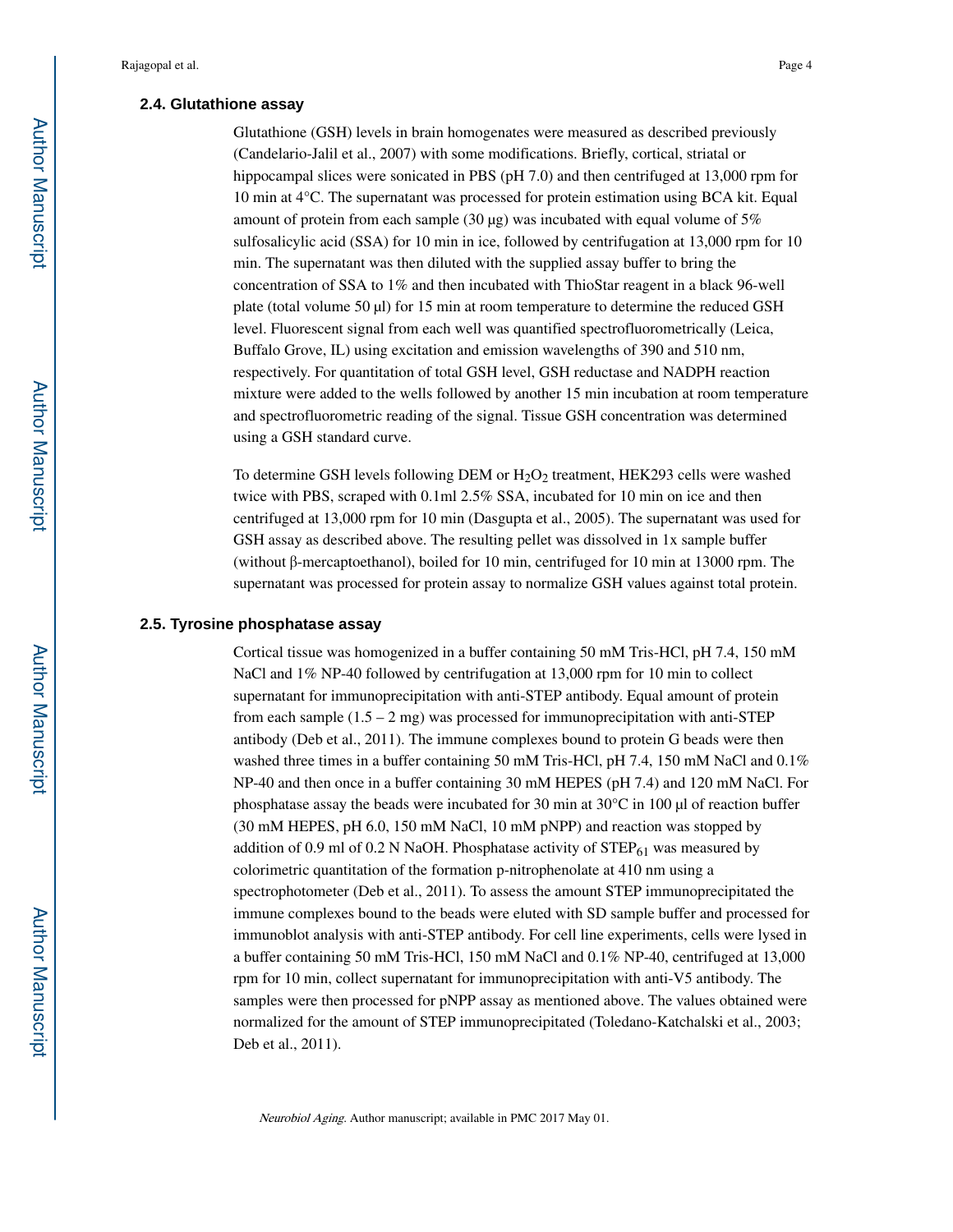### 2.4. Glutathione assay

Glutathione (GSH) levels in brain homogenates were measured as described previously (Candelario-Jalil et al., 2007) with some modifications. Briefly, cortical, striatal or hippocampal slices were sonicated in PBS (pH 7.0) and then centrifuged at 13,000 rpm for 10 min at 4°C. The supernatant was processed for protein estimation using BCA kit. Equal amount of protein from each sample (30 μg) was incubated with equal volume of 5% sulfosalicylic acid (SSA) for 10 min in ice, followed by centrifugation at 13,000 rpm for 10 min. The supernatant was then diluted with the supplied assay buffer to bring the concentration of SSA to 1% and then incubated with ThioStar reagent in a black 96-well plate (total volume 50 μl) for 15 min at room temperature to determine the reduced GSH level. Fluorescent signal from each well was quantified spectrofluorometrically (Leica, Buffalo Grove, IL) using excitation and emission wavelengths of 390 and 510 nm, respectively. For quantitation of total GSH level, GSH reductase and NADPH reaction mixture were added to the wells followed by another 15 min incubation at room temperature and spectrofluorometric reading of the signal. Tissue GSH concentration was determined using a GSH standard curve.

To determine GSH levels following DEM or $H_2O_2$ treatment, HEK293 cells were washed twice with PBS, scraped with 0.1ml 2.5% SSA, incubated for 10 min on ice and then centrifuged at 13,000 rpm for 10 min (Dasgupta et al., 2005). The supernatant was used for GSH assay as described above. The resulting pellet was dissolved in 1x sample buffer (without β-mercaptoethanol), boiled for 10 min, centrifuged for 10 min at 13000 rpm. The supernatant was processed for protein assay to normalize GSH values against total protein.

### 2.5. Tyrosine phosphatase assay

Cortical tissue was homogenized in a buffer containing 50 mM Tris-HCl, pH 7.4, 150 mM NaCl and 1% NP-40 followed by centrifugation at 13,000 rpm for 10 min to collect supernatant for immunoprecipitation with anti-STEP antibody. Equal amount of protein from each sample (1.5 – 2 mg) was processed for immunoprecipitation with anti-STEP antibody (Deb et al., 2011). The immune complexes bound to protein G beads were then washed three times in a buffer containing 50 mM Tris-HCl, pH 7.4, 150 mM NaCl and 0.1% NP-40 and then once in a buffer containing 30 mM HEPES (pH 7.4) and 120 mM NaCl. For phosphatase assay the beads were incubated for 30 min at 30°C in 100 μl of reaction buffer (30 mM HEPES, pH 6.0, 150 mM NaCl, 10 mM pNPP) and reaction was stopped by addition of 0.9 ml of 0.2 N NaOH. Phosphatase activity of $STEP_{61}$ was measured by colorimetric quantitation of the formation p-nitrophenolate at 410 nm using a spectrophotometer (Deb et al., 2011). To assess the amount STEP immunoprecipitated the immune complexes bound to the beads were eluted with SD sample buffer and processed for immunoblot analysis with anti-STEP antibody. For cell line experiments, cells were lysed in a buffer containing 50 mM Tris-HCl, 150 mM NaCl and 0.1% NP-40, centrifuged at 13,000 rpm for 10 min, collect supernatant for immunoprecipitation with anti-V5 antibody. The samples were then processed for pNPP assay as mentioned above. The values obtained were normalized for the amount of STEP immunoprecipitated (Toledano-Katchalski et al., 2003; Deb et al., 2011).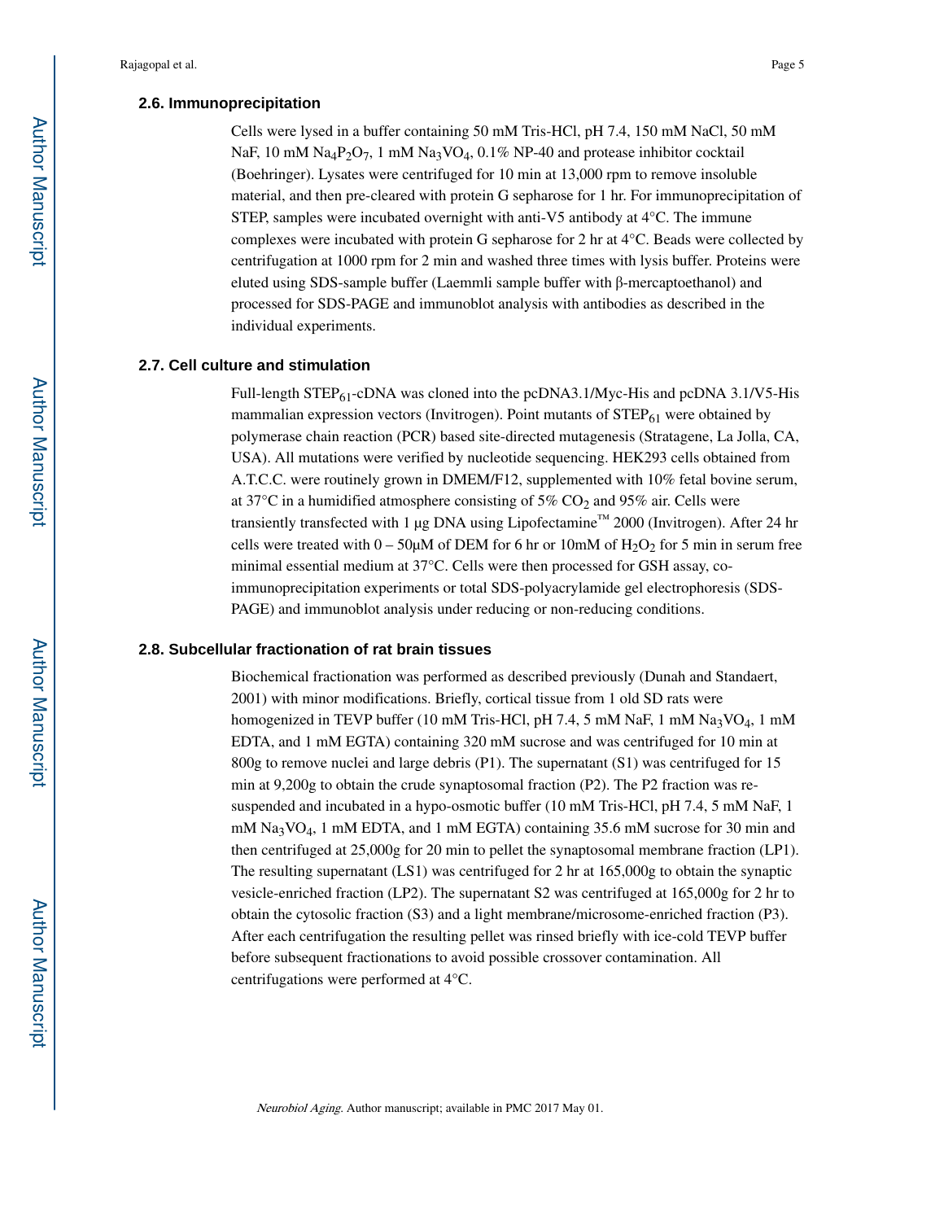### 2.6. Immunoprecipitation

Cells were lysed in a buffer containing 50 mM Tris-HCl, pH 7.4, 150 mM NaCl, 50 mM NaF, 10 mM $Na_4P_2O_7$, 1 mM $Na_3VO_4$, 0.1% NP-40 and protease inhibitor cocktail (Boehringer). Lysates were centrifuged for 10 min at 13,000 rpm to remove insoluble material, and then pre-cleared with protein G sepharose for 1 hr. For immunoprecipitation of STEP, samples were incubated overnight with anti-V5 antibody at 4°C. The immune complexes were incubated with protein G sepharose for 2 hr at 4°C. Beads were collected by centrifugation at 1000 rpm for 2 min and washed three times with lysis buffer. Proteins were eluted using SDS-sample buffer (Laemmli sample buffer with β-mercaptoethanol) and processed for SDS-PAGE and immunoblot analysis with antibodies as described in the individual experiments.

### 2.7. Cell culture and stimulation

Full-length $STEP_{61}$-cDNA was cloned into the pcDNA3.1/Myc-His and pcDNA 3.1/V5-His mammalian expression vectors (Invitrogen). Point mutants of $STEP_{61}$ were obtained by polymerase chain reaction (PCR) based site-directed mutagenesis (Stratagene, La Jolla, CA, USA). All mutations were verified by nucleotide sequencing. HEK293 cells obtained from A.T.C.C. were routinely grown in DMEM/F12, supplemented with 10% fetal bovine serum, at 37°C in a humidified atmosphere consisting of 5% $CO_2$ and 95% air. Cells were transiently transfected with 1 µg DNA using Lipofectamine™ 2000 (Invitrogen). After 24 hr cells were treated with 0 – 50µM of DEM for 6 hr or 10mM of $H_2O_2$ for 5 min in serum free minimal essential medium at 37°C. Cells were then processed for GSH assay, co-immunoprecipitation experiments or total SDS-polyacrylamide gel electrophoresis (SDS-PAGE) and immunoblot analysis under reducing or non-reducing conditions.

### 2.8. Subcellular fractionation of rat brain tissues

Biochemical fractionation was performed as described previously (Dunah and Standaert, 2001) with minor modifications. Briefly, cortical tissue from 1 old SD rats were homogenized in TEVP buffer (10 mM Tris-HCl, pH 7.4, 5 mM NaF, 1 mM $Na_3VO_4$, 1 mM EDTA, and 1 mM EGTA) containing 320 mM sucrose and was centrifuged for 10 min at 800g to remove nuclei and large debris (P1). The supernatant (S1) was centrifuged for 15 min at 9,200g to obtain the crude synaptosomal fraction (P2). The P2 fraction was re-suspended and incubated in a hypo-osmotic buffer (10 mM Tris-HCl, pH 7.4, 5 mM NaF, 1 mM $Na_3VO_4$, 1 mM EDTA, and 1 mM EGTA) containing 35.6 mM sucrose for 30 min and then centrifuged at 25,000g for 20 min to pellet the synaptosomal membrane fraction (LP1). The resulting supernatant (LS1) was centrifuged for 2 hr at 165,000g to obtain the synaptic vesicle-enriched fraction (LP2). The supernatant S2 was centrifuged at 165,000g for 2 hr to obtain the cytosolic fraction (S3) and a light membrane/microsome-enriched fraction (P3). After each centrifugation the resulting pellet was rinsed briefly with ice-cold TEVP buffer before subsequent fractionations to avoid possible crossover contamination. All centrifugations were performed at 4°C.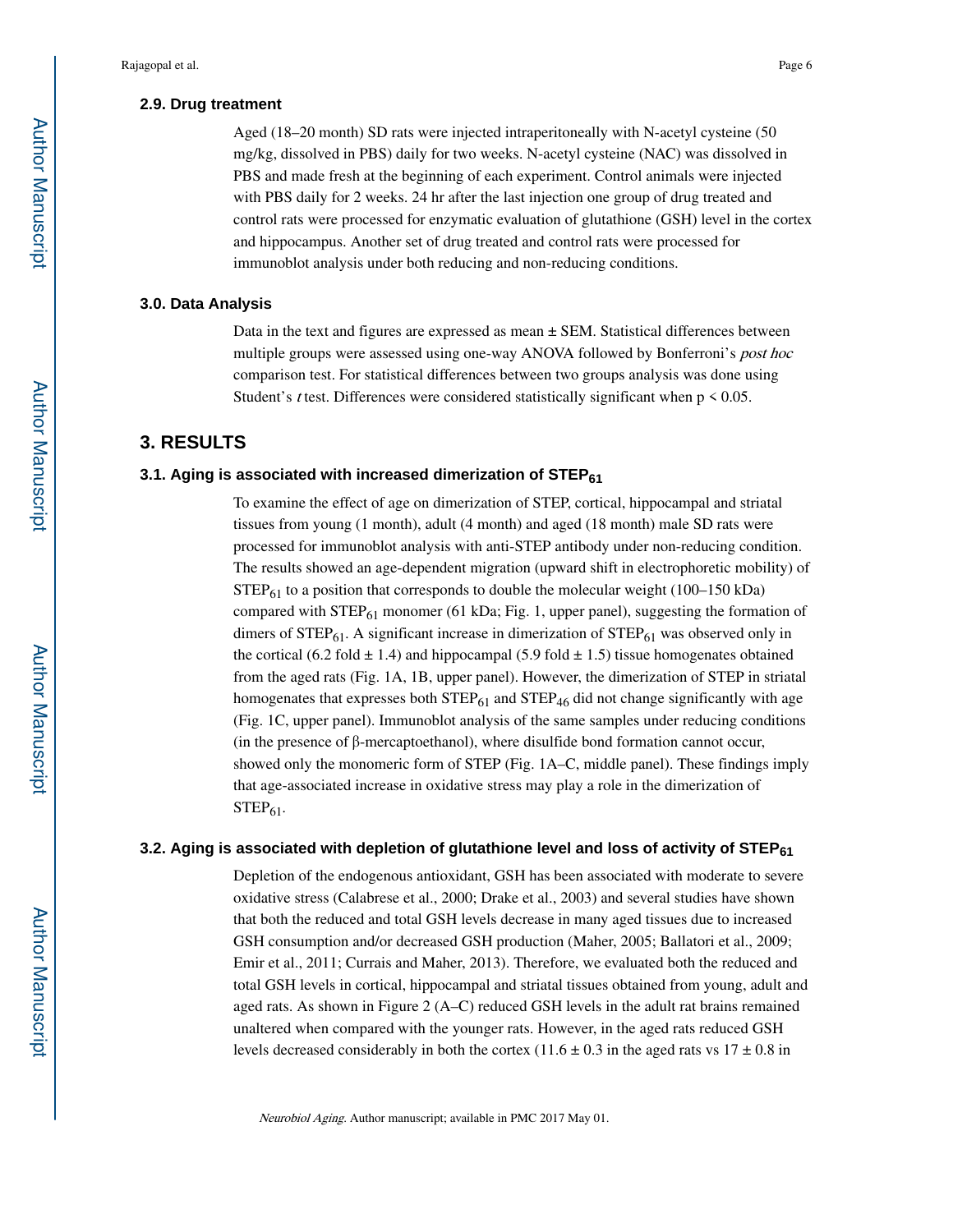### 2.9. Drug treatment

Aged (18–20 month) SD rats were injected intraperitoneally with N-acetyl cysteine (50 mg/kg, dissolved in PBS) daily for two weeks. N-acetyl cysteine (NAC) was dissolved in PBS and made fresh at the beginning of each experiment. Control animals were injected with PBS daily for 2 weeks. 24 hr after the last injection one group of drug treated and control rats were processed for enzymatic evaluation of glutathione (GSH) level in the cortex and hippocampus. Another set of drug treated and control rats were processed for immunoblot analysis under both reducing and non-reducing conditions.

### 3.0. Data Analysis

Data in the text and figures are expressed as mean ± SEM. Statistical differences between multiple groups were assessed using one-way ANOVA followed by Bonferroni's *post hoc* comparison test. For statistical differences between two groups analysis was done using Student's *t* test. Differences were considered statistically significant when $p < 0.05$.

## 3. RESULTS

### 3.1. Aging is associated with increased dimerization of $STEP_{61}$

To examine the effect of age on dimerization of STEP, cortical, hippocampal and striatal tissues from young (1 month), adult (4 month) and aged (18 month) male SD rats were processed for immunoblot analysis with anti-STEP antibody under non-reducing condition. The results showed an age-dependent migration (upward shift in electrophoretic mobility) of $STEP_{61}$ to a position that corresponds to double the molecular weight (100–150 kDa) compared with $STEP_{61}$ monomer (61 kDa; Fig. 1, upper panel), suggesting the formation of dimers of $STEP_{61}$. A significant increase in dimerization of $STEP_{61}$ was observed only in the cortical (6.2 fold ± 1.4) and hippocampal (5.9 fold ± 1.5) tissue homogenates obtained from the aged rats (Fig. 1A, 1B, upper panel). However, the dimerization of STEP in striatal homogenates that expresses both $STEP_{61}$ and $STEP_{46}$ did not change significantly with age (Fig. 1C, upper panel). Immunoblot analysis of the same samples under reducing conditions (in the presence of β-mercaptoethanol), where disulfide bond formation cannot occur, showed only the monomeric form of STEP (Fig. 1A–C, middle panel). These findings imply that age-associated increase in oxidative stress may play a role in the dimerization of $STEP_{61}$.

### 3.2. Aging is associated with depletion of glutathione level and loss of activity of $STEP_{61}$

Depletion of the endogenous antioxidant, GSH has been associated with moderate to severe oxidative stress (Calabrese et al., 2000; Drake et al., 2003) and several studies have shown that both the reduced and total GSH levels decrease in many aged tissues due to increased GSH consumption and/or decreased GSH production (Maher, 2005; Ballatori et al., 2009; Emir et al., 2011; Currais and Maher, 2013). Therefore, we evaluated both the reduced and total GSH levels in cortical, hippocampal and striatal tissues obtained from young, adult and aged rats. As shown in Figure 2 (A–C) reduced GSH levels in the adult rat brains remained unaltered when compared with the younger rats. However, in the aged rats reduced GSH levels decreased considerably in both the cortex (11.6 ± 0.3 in the aged rats vs 17 ± 0.8 in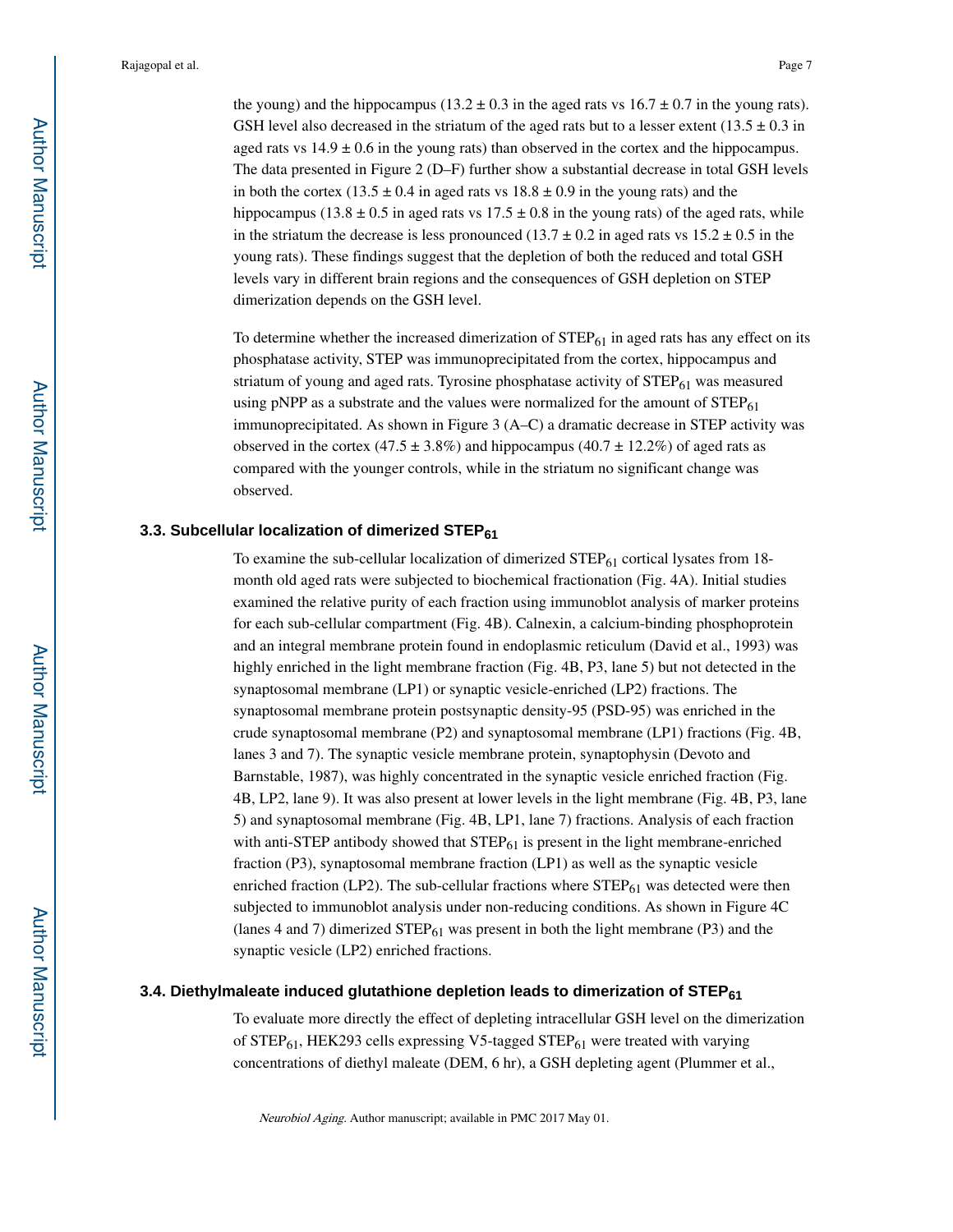the young) and the hippocampus (13.2 ± 0.3 in the aged rats vs 16.7 ± 0.7 in the young rats). GSH level also decreased in the striatum of the aged rats but to a lesser extent (13.5 ± 0.3 in aged rats vs 14.9 ± 0.6 in the young rats) than observed in the cortex and the hippocampus. The data presented in Figure 2 (D–F) further show a substantial decrease in total GSH levels in both the cortex (13.5 ± 0.4 in aged rats vs 18.8 ± 0.9 in the young rats) and the hippocampus (13.8 ± 0.5 in aged rats vs 17.5 ± 0.8 in the young rats) of the aged rats, while in the striatum the decrease is less pronounced (13.7 ± 0.2 in aged rats vs 15.2 ± 0.5 in the young rats). These findings suggest that the depletion of both the reduced and total GSH levels vary in different brain regions and the consequences of GSH depletion on STEP dimerization depends on the GSH level.

To determine whether the increased dimerization of $STEP_{61}$ in aged rats has any effect on its phosphatase activity, STEP was immunoprecipitated from the cortex, hippocampus and striatum of young and aged rats. Tyrosine phosphatase activity of $STEP_{61}$ was measured using pNPP as a substrate and the values were normalized for the amount of $STEP_{61}$ immunoprecipitated. As shown in Figure 3 (A–C) a dramatic decrease in STEP activity was observed in the cortex (47.5 ± 3.8%) and hippocampus (40.7 ± 12.2%) of aged rats as compared with the younger controls, while in the striatum no significant change was observed.

### 3.3. Subcellular localization of dimerized $STEP_{61}$

To examine the sub-cellular localization of dimerized $STEP_{61}$ cortical lysates from 18-month old aged rats were subjected to biochemical fractionation (Fig. 4A). Initial studies examined the relative purity of each fraction using immunoblot analysis of marker proteins for each sub-cellular compartment (Fig. 4B). Calnexin, a calcium-binding phosphoprotein and an integral membrane protein found in endoplasmic reticulum (David et al., 1993) was highly enriched in the light membrane fraction (Fig. 4B, P3, lane 5) but not detected in the synaptosomal membrane (LP1) or synaptic vesicle-enriched (LP2) fractions. The synaptosomal membrane protein postsynaptic density-95 (PSD-95) was enriched in the crude synaptosomal membrane (P2) and synaptosomal membrane (LP1) fractions (Fig. 4B, lanes 3 and 7). The synaptic vesicle membrane protein, synaptophysin (Devoto and Barnstable, 1987), was highly concentrated in the synaptic vesicle enriched fraction (Fig. 4B, LP2, lane 9). It was also present at lower levels in the light membrane (Fig. 4B, P3, lane 5) and synaptosomal membrane (Fig. 4B, LP1, lane 7) fractions. Analysis of each fraction with anti-STEP antibody showed that $STEP_{61}$ is present in the light membrane-enriched fraction (P3), synaptosomal membrane fraction (LP1) as well as the synaptic vesicle enriched fraction (LP2). The sub-cellular fractions where $STEP_{61}$ was detected were then subjected to immunoblot analysis under non-reducing conditions. As shown in Figure 4C (lanes 4 and 7) dimerized $STEP_{61}$ was present in both the light membrane (P3) and the synaptic vesicle (LP2) enriched fractions.

### 3.4. Diethylmaleate induced glutathione depletion leads to dimerization of $STEP_{61}$

To evaluate more directly the effect of depleting intracellular GSH level on the dimerization of $STEP_{61}$, HEK293 cells expressing V5-tagged $STEP_{61}$ were treated with varying concentrations of diethyl maleate (DEM, 6 hr), a GSH depleting agent (Plummer et al.,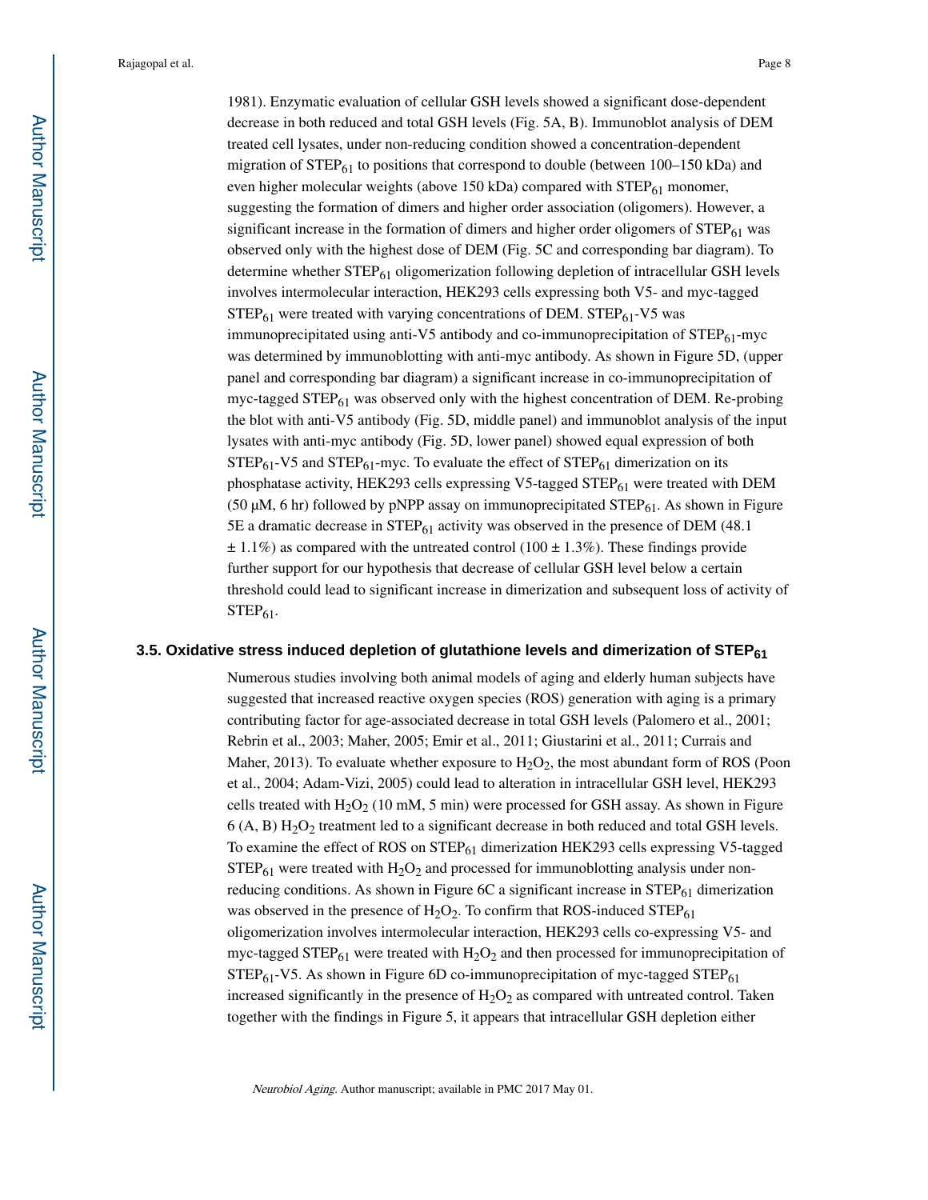1981). Enzymatic evaluation of cellular GSH levels showed a significant dose-dependent decrease in both reduced and total GSH levels (Fig. 5A, B). Immunoblot analysis of DEM treated cell lysates, under non-reducing condition showed a concentration-dependent migration of $STEP_{61}$ to positions that correspond to double (between 100–150 kDa) and even higher molecular weights (above 150 kDa) compared with $STEP_{61}$ monomer, suggesting the formation of dimers and higher order association (oligomers). However, a significant increase in the formation of dimers and higher order oligomers of $STEP_{61}$ was observed only with the highest dose of DEM (Fig. 5C and corresponding bar diagram). To determine whether $STEP_{61}$ oligomerization following depletion of intracellular GSH levels involves intermolecular interaction, HEK293 cells expressing both V5- and myc-tagged $STEP_{61}$ were treated with varying concentrations of DEM. $STEP_{61}$-V5 was immunoprecipitated using anti-V5 antibody and co-immunoprecipitation of $STEP_{61}$-myc was determined by immunoblotting with anti-myc antibody. As shown in Figure 5D, (upper panel and corresponding bar diagram) a significant increase in co-immunoprecipitation of myc-tagged $STEP_{61}$ was observed only with the highest concentration of DEM. Re-probing the blot with anti-V5 antibody (Fig. 5D, middle panel) and immunoblot analysis of the input lysates with anti-myc antibody (Fig. 5D, lower panel) showed equal expression of both $STEP_{61}$-V5 and $STEP_{61}$-myc. To evaluate the effect of $STEP_{61}$ dimerization on its phosphatase activity, HEK293 cells expressing V5-tagged $STEP_{61}$ were treated with DEM (50 μM, 6 hr) followed by pNPP assay on immunoprecipitated $STEP_{61}$. As shown in Figure 5E a dramatic decrease in $STEP_{61}$ activity was observed in the presence of DEM (48.1 ± 1.1%) as compared with the untreated control (100 ± 1.3%). These findings provide further support for our hypothesis that decrease of cellular GSH level below a certain threshold could lead to significant increase in dimerization and subsequent loss of activity of $STEP_{61}$.

### 3.5. Oxidative stress induced depletion of glutathione levels and dimerization of $STEP_{61}$

Numerous studies involving both animal models of aging and elderly human subjects have suggested that increased reactive oxygen species (ROS) generation with aging is a primary contributing factor for age-associated decrease in total GSH levels (Palomero et al., 2001; Rebrin et al., 2003; Maher, 2005; Emir et al., 2011; Giustarini et al., 2011; Currais and Maher, 2013). To evaluate whether exposure to $H_2O_2$, the most abundant form of ROS (Poon et al., 2004; Adam-Vizi, 2005) could lead to alteration in intracellular GSH level, HEK293 cells treated with $H_2O_2$ (10 mM, 5 min) were processed for GSH assay. As shown in Figure 6 (A, B) $H_2O_2$ treatment led to a significant decrease in both reduced and total GSH levels. To examine the effect of ROS on $STEP_{61}$ dimerization HEK293 cells expressing V5-tagged $STEP_{61}$ were treated with $H_2O_2$ and processed for immunoblotting analysis under non-reducing conditions. As shown in Figure 6C a significant increase in $STEP_{61}$ dimerization was observed in the presence of $H_2O_2$. To confirm that ROS-induced $STEP_{61}$ oligomerization involves intermolecular interaction, HEK293 cells co-expressing V5- and myc-tagged $STEP_{61}$ were treated with $H_2O_2$ and then processed for immunoprecipitation of $STEP_{61}$-V5. As shown in Figure 6D co-immunoprecipitation of myc-tagged $STEP_{61}$ increased significantly in the presence of $H_2O_2$ as compared with untreated control. Taken together with the findings in Figure 5, it appears that intracellular GSH depletion either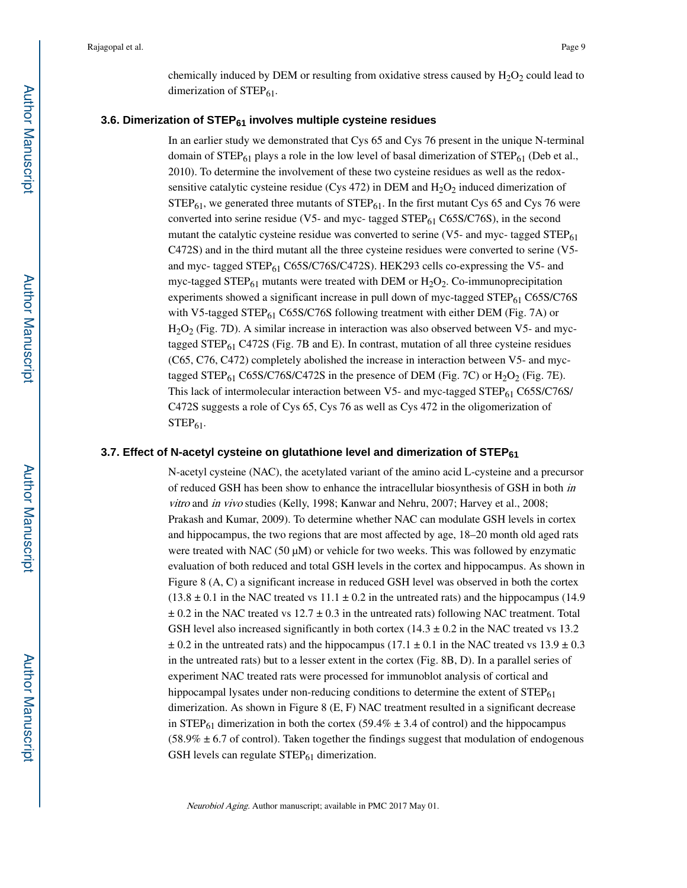chemically induced by DEM or resulting from oxidative stress caused by $H_2O_2$ could lead to dimerization of $STEP_{61}$.

### 3.6. Dimerization of $STEP_{61}$ involves multiple cysteine residues

In an earlier study we demonstrated that Cys 65 and Cys 76 present in the unique N-terminal domain of $STEP_{61}$ plays a role in the low level of basal dimerization of $STEP_{61}$ (Deb et al., 2010). To determine the involvement of these two cysteine residues as well as the redox-sensitive catalytic cysteine residue (Cys 472) in DEM and $H_2O_2$ induced dimerization of $STEP_{61}$, we generated three mutants of $STEP_{61}$. In the first mutant Cys 65 and Cys 76 were converted into serine residue (V5- and myc- tagged $STEP_{61}$ C65S/C76S), in the second mutant the catalytic cysteine residue was converted to serine (V5- and myc- tagged $STEP_{61}$ C472S) and in the third mutant all the three cysteine residues were converted to serine (V5- and myc- tagged $STEP_{61}$ C65S/C76S/C472S). HEK293 cells co-expressing the V5- and myc-tagged $STEP_{61}$ mutants were treated with DEM or $H_2O_2$. Co-immunoprecipitation experiments showed a significant increase in pull down of myc-tagged $STEP_{61}$ C65S/C76S with V5-tagged $STEP_{61}$ C65S/C76S following treatment with either DEM (Fig. 7A) or $H_2O_2$ (Fig. 7D). A similar increase in interaction was also observed between V5- and myc-tagged $STEP_{61}$ C472S (Fig. 7B and E). In contrast, mutation of all three cysteine residues (C65, C76, C472) completely abolished the increase in interaction between V5- and myc-tagged $STEP_{61}$ C65S/C76S/C472S in the presence of DEM (Fig. 7C) or $H_2O_2$ (Fig. 7E). This lack of intermolecular interaction between V5- and myc-tagged $STEP_{61}$ C65S/C76S/C472S suggests a role of Cys 65, Cys 76 as well as Cys 472 in the oligomerization of $STEP_{61}$.

### 3.7. Effect of N-acetyl cysteine on glutathione level and dimerization of $STEP_{61}$

N-acetyl cysteine (NAC), the acetylated variant of the amino acid L-cysteine and a precursor of reduced GSH has been show to enhance the intracellular biosynthesis of GSH in both *in vitro* and *in vivo* studies (Kelly, 1998; Kanwar and Nehru, 2007; Harvey et al., 2008; Prakash and Kumar, 2009). To determine whether NAC can modulate GSH levels in cortex and hippocampus, the two regions that are most affected by age, 18–20 month old aged rats were treated with NAC (50 μM) or vehicle for two weeks. This was followed by enzymatic evaluation of both reduced and total GSH levels in the cortex and hippocampus. As shown in Figure 8 (A, C) a significant increase in reduced GSH level was observed in both the cortex ($13.8 \pm 0.1$ in the NAC treated vs $11.1 \pm 0.2$ in the untreated rats) and the hippocampus ($14.9 \pm 0.2$ in the NAC treated vs $12.7 \pm 0.3$ in the untreated rats) following NAC treatment. Total GSH level also increased significantly in both cortex ($14.3 \pm 0.2$ in the NAC treated vs $13.2 \pm 0.2$ in the untreated rats) and the hippocampus ($17.1 \pm 0.1$ in the NAC treated vs $13.9 \pm 0.3$ in the untreated rats) but to a lesser extent in the cortex (Fig. 8B, D). In a parallel series of experiment NAC treated rats were processed for immunoblot analysis of cortical and hippocampal lysates under non-reducing conditions to determine the extent of $STEP_{61}$ dimerization. As shown in Figure 8 (E, F) NAC treatment resulted in a significant decrease in $STEP_{61}$ dimerization in both the cortex ($59.4\% \pm 3.4$ of control) and the hippocampus ($58.9\% \pm 6.7$ of control). Taken together the findings suggest that modulation of endogenous GSH levels can regulate $STEP_{61}$ dimerization.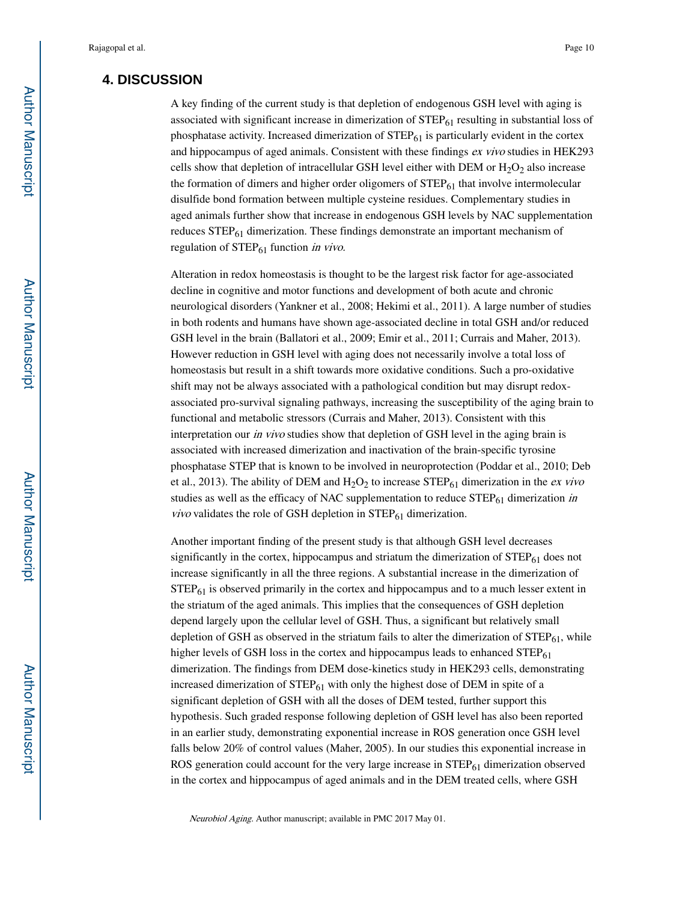## 4. DISCUSSION

A key finding of the current study is that depletion of endogenous GSH level with aging is associated with significant increase in dimerization of $STEP_{61}$ resulting in substantial loss of phosphatase activity. Increased dimerization of $STEP_{61}$ is particularly evident in the cortex and hippocampus of aged animals. Consistent with these findings *ex vivo* studies in HEK293 cells show that depletion of intracellular GSH level either with DEM or $H_2O_2$ also increase the formation of dimers and higher order oligomers of $STEP_{61}$ that involve intermolecular disulfide bond formation between multiple cysteine residues. Complementary studies in aged animals further show that increase in endogenous GSH levels by NAC supplementation reduces $STEP_{61}$ dimerization. These findings demonstrate an important mechanism of regulation of $STEP_{61}$ function *in vivo*.

Alteration in redox homeostasis is thought to be the largest risk factor for age-associated decline in cognitive and motor functions and development of both acute and chronic neurological disorders (Yankner et al., 2008; Hekimi et al., 2011). A large number of studies in both rodents and humans have shown age-associated decline in total GSH and/or reduced GSH level in the brain (Ballatori et al., 2009; Emir et al., 2011; Currais and Maher, 2013). However reduction in GSH level with aging does not necessarily involve a total loss of homeostasis but result in a shift towards more oxidative conditions. Such a pro-oxidative shift may not be always associated with a pathological condition but may disrupt redox-associated pro-survival signaling pathways, increasing the susceptibility of the aging brain to functional and metabolic stressors (Currais and Maher, 2013). Consistent with this interpretation our *in vivo* studies show that depletion of GSH level in the aging brain is associated with increased dimerization and inactivation of the brain-specific tyrosine phosphatase STEP that is known to be involved in neuroprotection (Poddar et al., 2010; Deb et al., 2013). The ability of DEM and $H_2O_2$ to increase $STEP_{61}$ dimerization in the *ex vivo* studies as well as the efficacy of NAC supplementation to reduce $STEP_{61}$ dimerization *in vivo* validates the role of GSH depletion in $STEP_{61}$ dimerization.

Another important finding of the present study is that although GSH level decreases significantly in the cortex, hippocampus and striatum the dimerization of $STEP_{61}$ does not increase significantly in all the three regions. A substantial increase in the dimerization of $STEP_{61}$ is observed primarily in the cortex and hippocampus and to a much lesser extent in the striatum of the aged animals. This implies that the consequences of GSH depletion depend largely upon the cellular level of GSH. Thus, a significant but relatively small depletion of GSH as observed in the striatum fails to alter the dimerization of $STEP_{61}$, while higher levels of GSH loss in the cortex and hippocampus leads to enhanced $STEP_{61}$ dimerization. The findings from DEM dose-kinetics study in HEK293 cells, demonstrating increased dimerization of $STEP_{61}$ with only the highest dose of DEM in spite of a significant depletion of GSH with all the doses of DEM tested, further support this hypothesis. Such graded response following depletion of GSH level has also been reported in an earlier study, demonstrating exponential increase in ROS generation once GSH level falls below 20% of control values (Maher, 2005). In our studies this exponential increase in ROS generation could account for the very large increase in $STEP_{61}$ dimerization observed in the cortex and hippocampus of aged animals and in the DEM treated cells, where GSH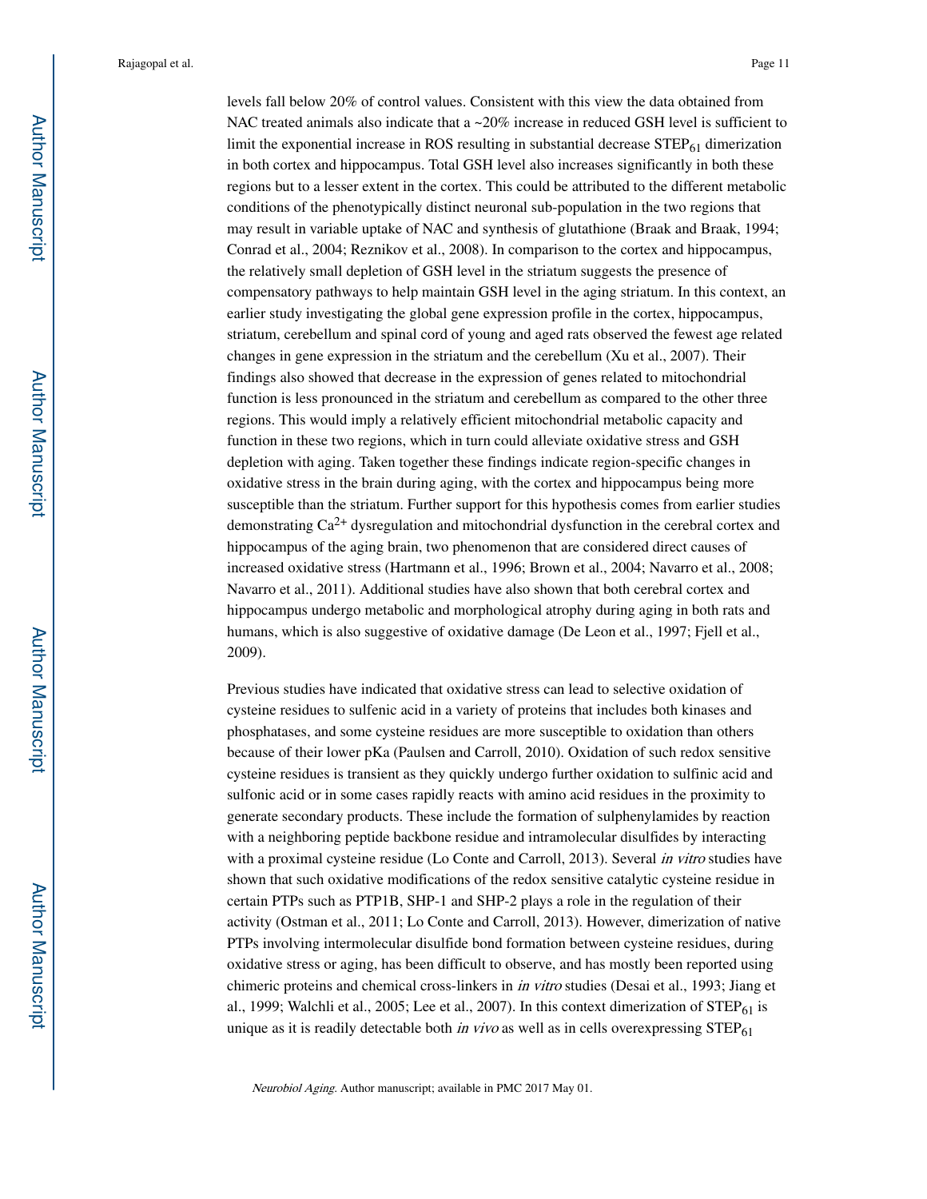levels fall below 20% of control values. Consistent with this view the data obtained from NAC treated animals also indicate that a ~20% increase in reduced GSH level is sufficient to limit the exponential increase in ROS resulting in substantial decrease $STEP_{61}$ dimerization in both cortex and hippocampus. Total GSH level also increases significantly in both these regions but to a lesser extent in the cortex. This could be attributed to the different metabolic conditions of the phenotypically distinct neuronal sub-population in the two regions that may result in variable uptake of NAC and synthesis of glutathione (Braak and Braak, 1994; Conrad et al., 2004; Reznikov et al., 2008). In comparison to the cortex and hippocampus, the relatively small depletion of GSH level in the striatum suggests the presence of compensatory pathways to help maintain GSH level in the aging striatum. In this context, an earlier study investigating the global gene expression profile in the cortex, hippocampus, striatum, cerebellum and spinal cord of young and aged rats observed the fewest age related changes in gene expression in the striatum and the cerebellum (Xu et al., 2007). Their findings also showed that decrease in the expression of genes related to mitochondrial function is less pronounced in the striatum and cerebellum as compared to the other three regions. This would imply a relatively efficient mitochondrial metabolic capacity and function in these two regions, which in turn could alleviate oxidative stress and GSH depletion with aging. Taken together these findings indicate region-specific changes in oxidative stress in the brain during aging, with the cortex and hippocampus being more susceptible than the striatum. Further support for this hypothesis comes from earlier studies demonstrating $Ca^{2+}$ dysregulation and mitochondrial dysfunction in the cerebral cortex and hippocampus of the aging brain, two phenomenon that are considered direct causes of increased oxidative stress (Hartmann et al., 1996; Brown et al., 2004; Navarro et al., 2008; Navarro et al., 2011). Additional studies have also shown that both cerebral cortex and hippocampus undergo metabolic and morphological atrophy during aging in both rats and humans, which is also suggestive of oxidative damage (De Leon et al., 1997; Fjell et al., 2009).

Previous studies have indicated that oxidative stress can lead to selective oxidation of cysteine residues to sulfenic acid in a variety of proteins that includes both kinases and phosphatases, and some cysteine residues are more susceptible to oxidation than others because of their lower pKa (Paulsen and Carroll, 2010). Oxidation of such redox sensitive cysteine residues is transient as they quickly undergo further oxidation to sulfinic acid and sulfonic acid or in some cases rapidly reacts with amino acid residues in the proximity to generate secondary products. These include the formation of sulphenylamides by reaction with a neighboring peptide backbone residue and intramolecular disulfides by interacting with a proximal cysteine residue (Lo Conte and Carroll, 2013). Several *in vitro* studies have shown that such oxidative modifications of the redox sensitive catalytic cysteine residue in certain PTPs such as PTP1B, SHP-1 and SHP-2 plays a role in the regulation of their activity (Ostman et al., 2011; Lo Conte and Carroll, 2013). However, dimerization of native PTPs involving intermolecular disulfide bond formation between cysteine residues, during oxidative stress or aging, has been difficult to observe, and has mostly been reported using chimeric proteins and chemical cross-linkers in *in vitro* studies (Desai et al., 1993; Jiang et al., 1999; Walchli et al., 2005; Lee et al., 2007). In this context dimerization of $STEP_{61}$ is unique as it is readily detectable both *in vivo* as well as in cells overexpressing $STEP_{61}$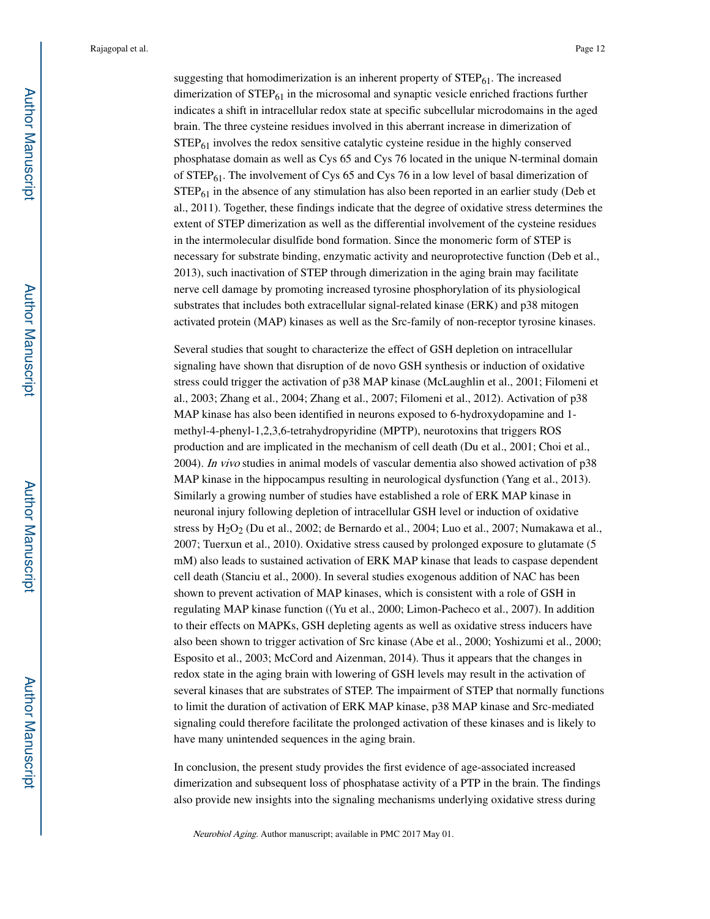suggesting that homodimerization is an inherent property of $STEP_{61}$. The increased dimerization of $STEP_{61}$ in the microsomal and synaptic vesicle enriched fractions further indicates a shift in intracellular redox state at specific subcellular microdomains in the aged brain. The three cysteine residues involved in this aberrant increase in dimerization of $STEP_{61}$ involves the redox sensitive catalytic cysteine residue in the highly conserved phosphatase domain as well as Cys 65 and Cys 76 located in the unique N-terminal domain of $STEP_{61}$. The involvement of Cys 65 and Cys 76 in a low level of basal dimerization of $STEP_{61}$ in the absence of any stimulation has also been reported in an earlier study (Deb et al., 2011). Together, these findings indicate that the degree of oxidative stress determines the extent of STEP dimerization as well as the differential involvement of the cysteine residues in the intermolecular disulfide bond formation. Since the monomeric form of STEP is necessary for substrate binding, enzymatic activity and neuroprotective function (Deb et al., 2013), such inactivation of STEP through dimerization in the aging brain may facilitate nerve cell damage by promoting increased tyrosine phosphorylation of its physiological substrates that includes both extracellular signal-related kinase (ERK) and p38 mitogen activated protein (MAP) kinases as well as the Src-family of non-receptor tyrosine kinases.

Several studies that sought to characterize the effect of GSH depletion on intracellular signaling have shown that disruption of de novo GSH synthesis or induction of oxidative stress could trigger the activation of p38 MAP kinase (McLaughlin et al., 2001; Filomeni et al., 2003; Zhang et al., 2004; Zhang et al., 2007; Filomeni et al., 2012). Activation of p38 MAP kinase has also been identified in neurons exposed to 6-hydroxydopamine and 1-methyl-4-phenyl-1,2,3,6-tetrahydropyridine (MPTP), neurotoxins that triggers ROS production and are implicated in the mechanism of cell death (Du et al., 2001; Choi et al., 2004). *In vivo* studies in animal models of vascular dementia also showed activation of p38 MAP kinase in the hippocampus resulting in neurological dysfunction (Yang et al., 2013). Similarly a growing number of studies have established a role of ERK MAP kinase in neuronal injury following depletion of intracellular GSH level or induction of oxidative stress by $H_2O_2$ (Du et al., 2002; de Bernardo et al., 2004; Luo et al., 2007; Numakawa et al., 2007; Tuerxun et al., 2010). Oxidative stress caused by prolonged exposure to glutamate (5 mM) also leads to sustained activation of ERK MAP kinase that leads to caspase dependent cell death (Stanciu et al., 2000). In several studies exogenous addition of NAC has been shown to prevent activation of MAP kinases, which is consistent with a role of GSH in regulating MAP kinase function ((Yu et al., 2000; Limon-Pacheco et al., 2007). In addition to their effects on MAPKs, GSH depleting agents as well as oxidative stress inducers have also been shown to trigger activation of Src kinase (Abe et al., 2000; Yoshizumi et al., 2000; Esposito et al., 2003; McCord and Aizenman, 2014). Thus it appears that the changes in redox state in the aging brain with lowering of GSH levels may result in the activation of several kinases that are substrates of STEP. The impairment of STEP that normally functions to limit the duration of activation of ERK MAP kinase, p38 MAP kinase and Src-mediated signaling could therefore facilitate the prolonged activation of these kinases and is likely to have many unintended sequences in the aging brain.

In conclusion, the present study provides the first evidence of age-associated increased dimerization and subsequent loss of phosphatase activity of a PTP in the brain. The findings also provide new insights into the signaling mechanisms underlying oxidative stress during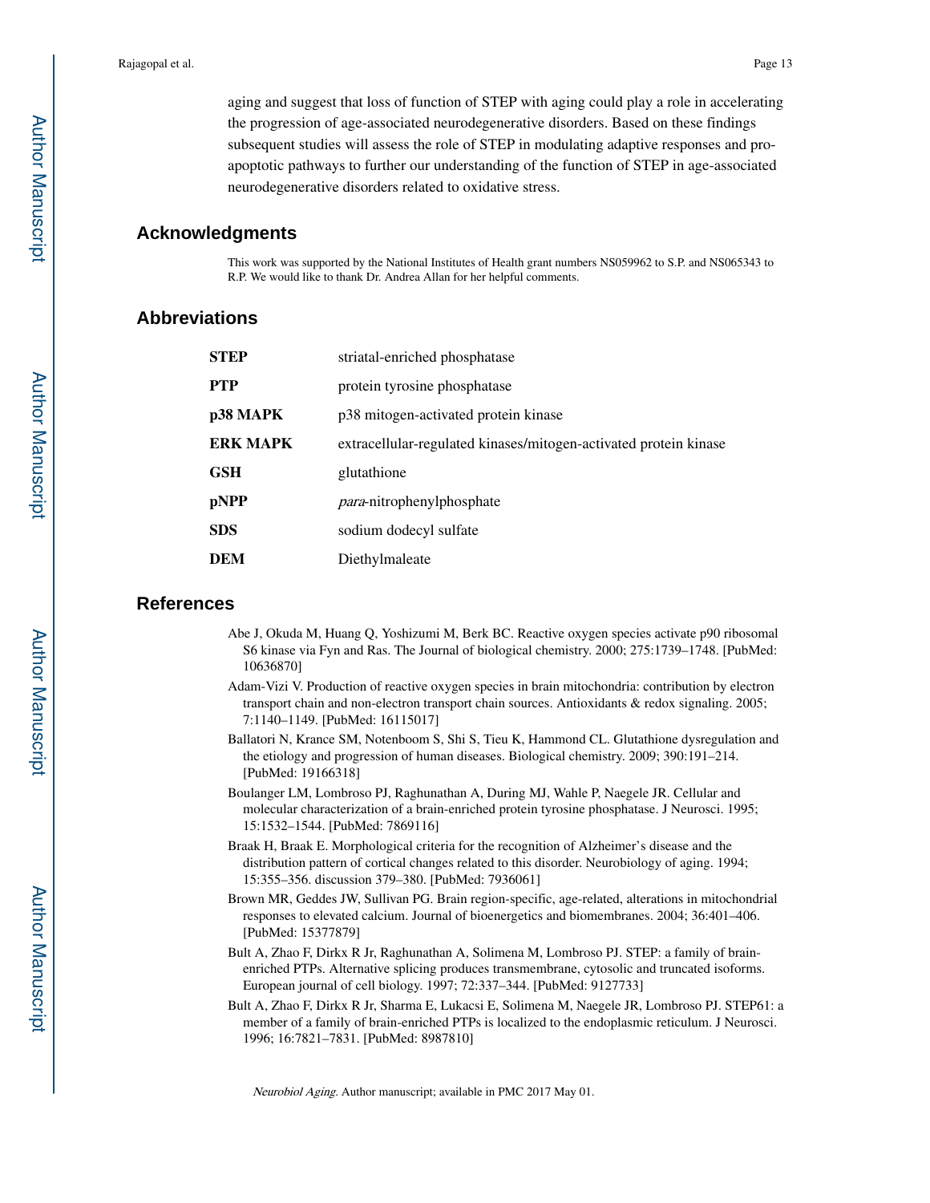aging and suggest that loss of function of STEP with aging could play a role in accelerating the progression of age-associated neurodegenerative disorders. Based on these findings subsequent studies will assess the role of STEP in modulating adaptive responses and pro-apoptotic pathways to further our understanding of the function of STEP in age-associated neurodegenerative disorders related to oxidative stress.

## Acknowledgments

This work was supported by the National Institutes of Health grant numbers NS059962 to S.P. and NS065343 to R.P. We would like to thank Dr. Andrea Allan for her helpful comments.

## Abbreviations

| | |
|---|---|
| **STEP** | striatal-enriched phosphatase |
| **PTP** | protein tyrosine phosphatase |
| **p38 MAPK** | p38 mitogen-activated protein kinase |
| **ERK MAPK** | extracellular-regulated kinases/mitogen-activated protein kinase |
| **GSH** | glutathione |
| **pNPP** | *para*-nitrophenylphosphate |
| **SDS** | sodium dodecyl sulfate |
| **DEM** | Diethylmaleate |

## References

Abe J, Okuda M, Huang Q, Yoshizumi M, Berk BC. Reactive oxygen species activate p90 ribosomal S6 kinase via Fyn and Ras. The Journal of biological chemistry. 2000; 275:1739–1748. [PubMed: 10636870]

Adam-Vizi V. Production of reactive oxygen species in brain mitochondria: contribution by electron transport chain and non-electron transport chain sources. Antioxidants & redox signaling. 2005; 7:1140–1149. [PubMed: 16115017]

Ballatori N, Krance SM, Notenboom S, Shi S, Tieu K, Hammond CL. Glutathione dysregulation and the etiology and progression of human diseases. Biological chemistry. 2009; 390:191–214. [PubMed: 19166318]

Boulanger LM, Lombroso PJ, Raghunathan A, During MJ, Wahle P, Naegele JR. Cellular and molecular characterization of a brain-enriched protein tyrosine phosphatase. J Neurosci. 1995; 15:1532–1544. [PubMed: 7869116]

Braak H, Braak E. Morphological criteria for the recognition of Alzheimer's disease and the distribution pattern of cortical changes related to this disorder. Neurobiology of aging. 1994; 15:355–356. discussion 379–380. [PubMed: 7936061]

Brown MR, Geddes JW, Sullivan PG. Brain region-specific, age-related, alterations in mitochondrial responses to elevated calcium. Journal of bioenergetics and biomembranes. 2004; 36:401–406. [PubMed: 15377879]

Bult A, Zhao F, Dirkx R Jr, Raghunathan A, Solimena M, Lombroso PJ. STEP: a family of brain-enriched PTPs. Alternative splicing produces transmembrane, cytosolic and truncated isoforms. European journal of cell biology. 1997; 72:337–344. [PubMed: 9127733]

Bult A, Zhao F, Dirkx R Jr, Sharma E, Lukacsi E, Solimena M, Naegele JR, Lombroso PJ. STEP61: a member of a family of brain-enriched PTPs is localized to the endoplasmic reticulum. J Neurosci. 1996; 16:7821–7831. [PubMed: 8987810]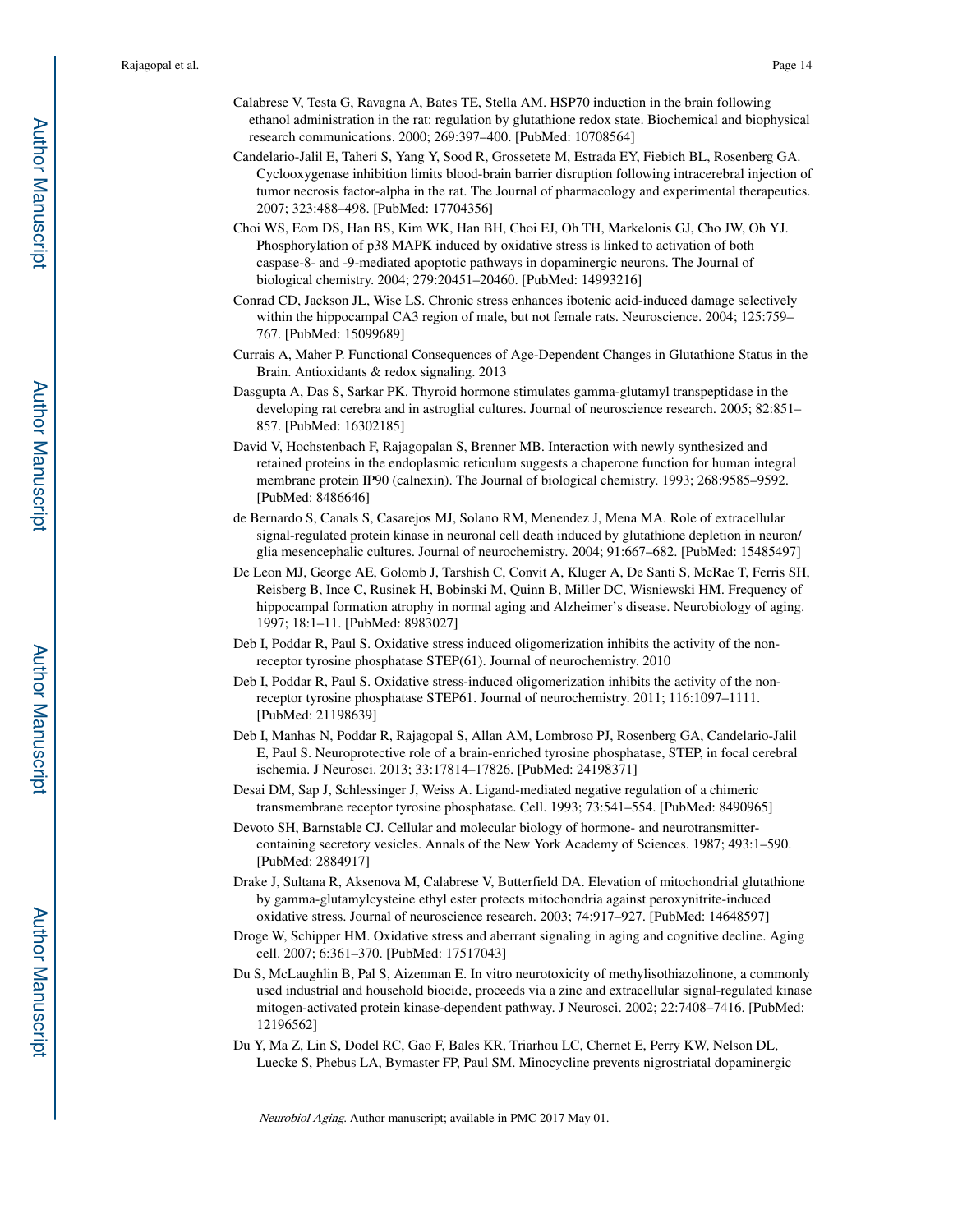Calabrese V, Testa G, Ravagna A, Bates TE, Stella AM. HSP70 induction in the brain following ethanol administration in the rat: regulation by glutathione redox state. Biochemical and biophysical research communications. 2000; 269:397–400. [PubMed: 10708564]

Candelario-Jalil E, Taheri S, Yang Y, Sood R, Grossetete M, Estrada EY, Fiebich BL, Rosenberg GA. Cyclooxygenase inhibition limits blood-brain barrier disruption following intracerebral injection of tumor necrosis factor-alpha in the rat. The Journal of pharmacology and experimental therapeutics. 2007; 323:488–498. [PubMed: 17704356]

Choi WS, Eom DS, Han BS, Kim WK, Han BH, Choi EJ, Oh TH, Markelonis GJ, Cho JW, Oh YJ. Phosphorylation of p38 MAPK induced by oxidative stress is linked to activation of both caspase-8- and -9-mediated apoptotic pathways in dopaminergic neurons. The Journal of biological chemistry. 2004; 279:20451–20460. [PubMed: 14993216]

Conrad CD, Jackson JL, Wise LS. Chronic stress enhances ibotenic acid-induced damage selectively within the hippocampal CA3 region of male, but not female rats. Neuroscience. 2004; 125:759–767. [PubMed: 15099689]

Currais A, Maher P. Functional Consequences of Age-Dependent Changes in Glutathione Status in the Brain. Antioxidants & redox signaling. 2013

Dasgupta A, Das S, Sarkar PK. Thyroid hormone stimulates gamma-glutamyl transpeptidase in the developing rat cerebra and in astroglial cultures. Journal of neuroscience research. 2005; 82:851–857. [PubMed: 16302185]

David V, Hochstenbach F, Rajagopalan S, Brenner MB. Interaction with newly synthesized and retained proteins in the endoplasmic reticulum suggests a chaperone function for human integral membrane protein IP90 (calnexin). The Journal of biological chemistry. 1993; 268:9585–9592. [PubMed: 8486646]

de Bernardo S, Canals S, Casarejos MJ, Solano RM, Menendez J, Mena MA. Role of extracellular signal-regulated protein kinase in neuronal cell death induced by glutathione depletion in neuron/glia mesencephalic cultures. Journal of neurochemistry. 2004; 91:667–682. [PubMed: 15485497]

De Leon MJ, George AE, Golomb J, Tarshish C, Convit A, Kluger A, De Santi S, McRae T, Ferris SH, Reisberg B, Ince C, Rusinek H, Bobinski M, Quinn B, Miller DC, Wisniewski HM. Frequency of hippocampal formation atrophy in normal aging and Alzheimer's disease. Neurobiology of aging. 1997; 18:1–11. [PubMed: 8983027]

Deb I, Poddar R, Paul S. Oxidative stress induced oligomerization inhibits the activity of the non-receptor tyrosine phosphatase STEP(61). Journal of neurochemistry. 2010

Deb I, Poddar R, Paul S. Oxidative stress-induced oligomerization inhibits the activity of the non-receptor tyrosine phosphatase STEP61. Journal of neurochemistry. 2011; 116:1097–1111. [PubMed: 21198639]

Deb I, Manhas N, Poddar R, Rajagopal S, Allan AM, Lombroso PJ, Rosenberg GA, Candelario-Jalil E, Paul S. Neuroprotective role of a brain-enriched tyrosine phosphatase, STEP, in focal cerebral ischemia. J Neurosci. 2013; 33:17814–17826. [PubMed: 24198371]

Desai DM, Sap J, Schlessinger J, Weiss A. Ligand-mediated negative regulation of a chimeric transmembrane receptor tyrosine phosphatase. Cell. 1993; 73:541–554. [PubMed: 8490965]

Devoto SH, Barnstable CJ. Cellular and molecular biology of hormone- and neurotransmitter-containing secretory vesicles. Annals of the New York Academy of Sciences. 1987; 493:1–590. [PubMed: 2884917]

Drake J, Sultana R, Aksenova M, Calabrese V, Butterfield DA. Elevation of mitochondrial glutathione by gamma-glutamylcysteine ethyl ester protects mitochondria against peroxynitrite-induced oxidative stress. Journal of neuroscience research. 2003; 74:917–927. [PubMed: 14648597]

Droge W, Schipper HM. Oxidative stress and aberrant signaling in aging and cognitive decline. Aging cell. 2007; 6:361–370. [PubMed: 17517043]

Du S, McLaughlin B, Pal S, Aizenman E. In vitro neurotoxicity of methylisothiazolinone, a commonly used industrial and household biocide, proceeds via a zinc and extracellular signal-regulated kinase mitogen-activated protein kinase-dependent pathway. J Neurosci. 2002; 22:7408–7416. [PubMed: 12196562]

Du Y, Ma Z, Lin S, Dodel RC, Gao F, Bales KR, Triarhou LC, Chernet E, Perry KW, Nelson DL, Luecke S, Phebus LA, Bymaster FP, Paul SM. Minocycline prevents nigrostriatal dopaminergic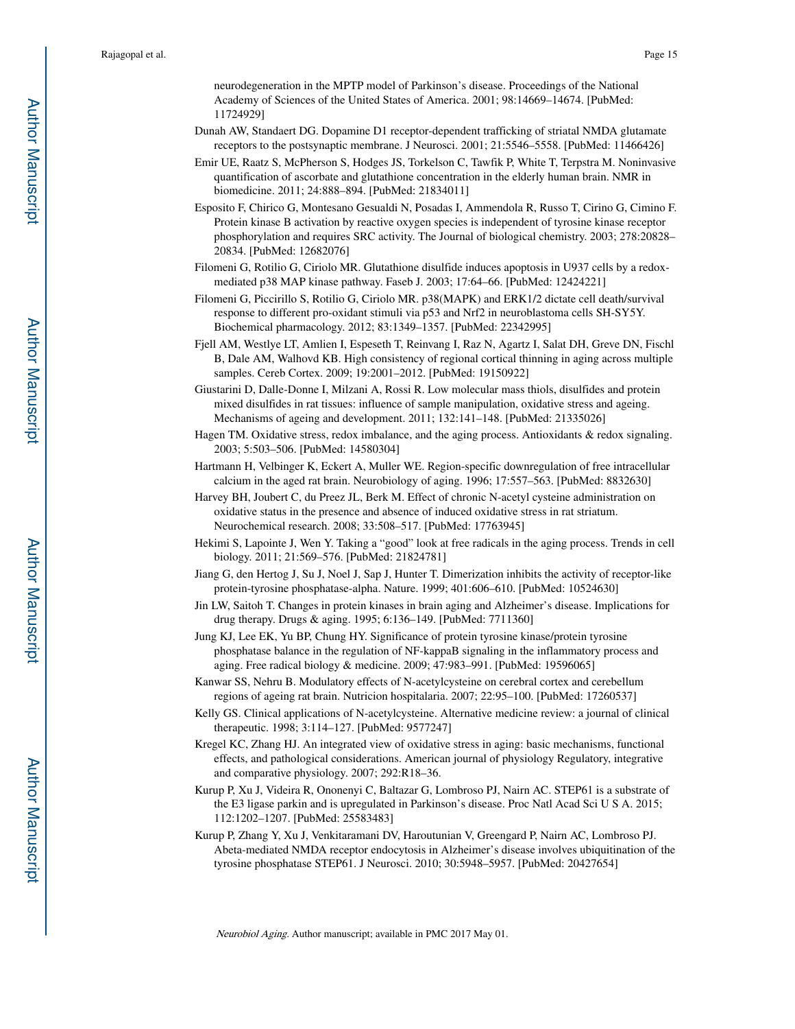neurodegeneration in the MPTP model of Parkinson's disease. Proceedings of the National Academy of Sciences of the United States of America. 2001; 98:14669–14674. [PubMed: 11724929]

Dunah AW, Standaert DG. Dopamine D1 receptor-dependent trafficking of striatal NMDA glutamate receptors to the postsynaptic membrane. J Neurosci. 2001; 21:5546–5558. [PubMed: 11466426]

Emir UE, Raatz S, McPherson S, Hodges JS, Torkelson C, Tawfik P, White T, Terpstra M. Noninvasive quantification of ascorbate and glutathione concentration in the elderly human brain. NMR in biomedicine. 2011; 24:888–894. [PubMed: 21834011]

Esposito F, Chirico G, Montesano Gesualdi N, Posadas I, Ammendola R, Russo T, Cirino G, Cimino F. Protein kinase B activation by reactive oxygen species is independent of tyrosine kinase receptor phosphorylation and requires SRC activity. The Journal of biological chemistry. 2003; 278:20828–20834. [PubMed: 12682076]

Filomeni G, Rotilio G, Ciriolo MR. Glutathione disulfide induces apoptosis in U937 cells by a redox-mediated p38 MAP kinase pathway. Faseb J. 2003; 17:64–66. [PubMed: 12424221]

Filomeni G, Piccirillo S, Rotilio G, Ciriolo MR. p38(MAPK) and ERK1/2 dictate cell death/survival response to different pro-oxidant stimuli via p53 and Nrf2 in neuroblastoma cells SH-SY5Y. Biochemical pharmacology. 2012; 83:1349–1357. [PubMed: 22342995]

Fjell AM, Westlye LT, Amlien I, Espeseth T, Reinvang I, Raz N, Agartz I, Salat DH, Greve DN, Fischl B, Dale AM, Walhovd KB. High consistency of regional cortical thinning in aging across multiple samples. Cereb Cortex. 2009; 19:2001–2012. [PubMed: 19150922]

Giustarini D, Dalle-Donne I, Milzani A, Rossi R. Low molecular mass thiols, disulfides and protein mixed disulfides in rat tissues: influence of sample manipulation, oxidative stress and ageing. Mechanisms of ageing and development. 2011; 132:141–148. [PubMed: 21335026]

Hagen TM. Oxidative stress, redox imbalance, and the aging process. Antioxidants & redox signaling. 2003; 5:503–506. [PubMed: 14580304]

Hartmann H, Velbinger K, Eckert A, Muller WE. Region-specific downregulation of free intracellular calcium in the aged rat brain. Neurobiology of aging. 1996; 17:557–563. [PubMed: 8832630]

Harvey BH, Joubert C, du Preez JL, Berk M. Effect of chronic N-acetyl cysteine administration on oxidative status in the presence and absence of induced oxidative stress in rat striatum. Neurochemical research. 2008; 33:508–517. [PubMed: 17763945]

Hekimi S, Lapointe J, Wen Y. Taking a "good" look at free radicals in the aging process. Trends in cell biology. 2011; 21:569–576. [PubMed: 21824781]

Jiang G, den Hertog J, Su J, Noel J, Sap J, Hunter T. Dimerization inhibits the activity of receptor-like protein-tyrosine phosphatase-alpha. Nature. 1999; 401:606–610. [PubMed: 10524630]

Jin LW, Saitoh T. Changes in protein kinases in brain aging and Alzheimer's disease. Implications for drug therapy. Drugs & aging. 1995; 6:136–149. [PubMed: 7711360]

Jung KJ, Lee EK, Yu BP, Chung HY. Significance of protein tyrosine kinase/protein tyrosine phosphatase balance in the regulation of NF-kappaB signaling in the inflammatory process and aging. Free radical biology & medicine. 2009; 47:983–991. [PubMed: 19596065]

Kanwar SS, Nehru B. Modulatory effects of N-acetylcysteine on cerebral cortex and cerebellum regions of ageing rat brain. Nutricion hospitalaria. 2007; 22:95–100. [PubMed: 17260537]

Kelly GS. Clinical applications of N-acetylcysteine. Alternative medicine review: a journal of clinical therapeutic. 1998; 3:114–127. [PubMed: 9577247]

Kregel KC, Zhang HJ. An integrated view of oxidative stress in aging: basic mechanisms, functional effects, and pathological considerations. American journal of physiology Regulatory, integrative and comparative physiology. 2007; 292:R18–36.

Kurup P, Xu J, Videira R, Ononenyi C, Baltazar G, Lombroso PJ, Nairn AC. STEP61 is a substrate of the E3 ligase parkin and is upregulated in Parkinson's disease. Proc Natl Acad Sci U S A. 2015; 112:1202–1207. [PubMed: 25583483]

Kurup P, Zhang Y, Xu J, Venkitaramani DV, Haroutunian V, Greengard P, Nairn AC, Lombroso PJ. Abeta-mediated NMDA receptor endocytosis in Alzheimer's disease involves ubiquitination of the tyrosine phosphatase STEP61. J Neurosci. 2010; 30:5948–5957. [PubMed: 20427654]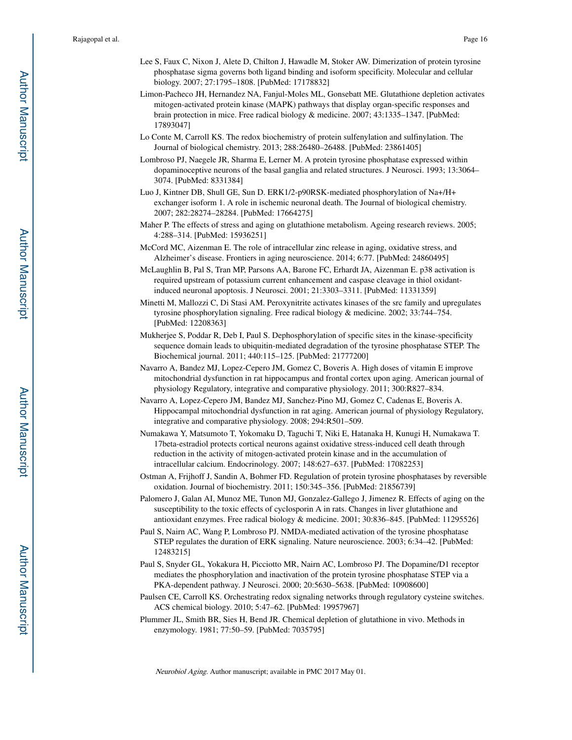Lee S, Faux C, Nixon J, Alete D, Chilton J, Hawadle M, Stoker AW. Dimerization of protein tyrosine phosphatase sigma governs both ligand binding and isoform specificity. Molecular and cellular biology. 2007; 27:1795–1808. [PubMed: 17178832]

Limon-Pacheco JH, Hernandez NA, Fanjul-Moles ML, Gonsebatt ME. Glutathione depletion activates mitogen-activated protein kinase (MAPK) pathways that display organ-specific responses and brain protection in mice. Free radical biology & medicine. 2007; 43:1335–1347. [PubMed: 17893047]

Lo Conte M, Carroll KS. The redox biochemistry of protein sulfenylation and sulfinylation. The Journal of biological chemistry. 2013; 288:26480–26488. [PubMed: 23861405]

Lombroso PJ, Naegele JR, Sharma E, Lerner M. A protein tyrosine phosphatase expressed within dopaminoceptive neurons of the basal ganglia and related structures. J Neurosci. 1993; 13:3064–3074. [PubMed: 8331384]

Luo J, Kintner DB, Shull GE, Sun D. ERK1/2-p90RSK-mediated phosphorylation of Na+/H+ exchanger isoform 1. A role in ischemic neuronal death. The Journal of biological chemistry. 2007; 282:28274–28284. [PubMed: 17664275]

Maher P. The effects of stress and aging on glutathione metabolism. Ageing research reviews. 2005; 4:288–314. [PubMed: 15936251]

McCord MC, Aizenman E. The role of intracellular zinc release in aging, oxidative stress, and Alzheimer's disease. Frontiers in aging neuroscience. 2014; 6:77. [PubMed: 24860495]

McLaughlin B, Pal S, Tran MP, Parsons AA, Barone FC, Erhardt JA, Aizenman E. p38 activation is required upstream of potassium current enhancement and caspase cleavage in thiol oxidant-induced neuronal apoptosis. J Neurosci. 2001; 21:3303–3311. [PubMed: 11331359]

Minetti M, Mallozzi C, Di Stasi AM. Peroxynitrite activates kinases of the src family and upregulates tyrosine phosphorylation signaling. Free radical biology & medicine. 2002; 33:744–754. [PubMed: 12208363]

Mukherjee S, Poddar R, Deb I, Paul S. Dephosphorylation of specific sites in the kinase-specificity sequence domain leads to ubiquitin-mediated degradation of the tyrosine phosphatase STEP. The Biochemical journal. 2011; 440:115–125. [PubMed: 21777200]

Navarro A, Bandez MJ, Lopez-Cepero JM, Gomez C, Boveris A. High doses of vitamin E improve mitochondrial dysfunction in rat hippocampus and frontal cortex upon aging. American journal of physiology Regulatory, integrative and comparative physiology. 2011; 300:R827–834.

Navarro A, Lopez-Cepero JM, Bandez MJ, Sanchez-Pino MJ, Gomez C, Cadenas E, Boveris A. Hippocampal mitochondrial dysfunction in rat aging. American journal of physiology Regulatory, integrative and comparative physiology. 2008; 294:R501–509.

Numakawa Y, Matsumoto T, Yokomaku D, Taguchi T, Niki E, Hatanaka H, Kunugi H, Numakawa T. 17beta-estradiol protects cortical neurons against oxidative stress-induced cell death through reduction in the activity of mitogen-activated protein kinase and in the accumulation of intracellular calcium. Endocrinology. 2007; 148:627–637. [PubMed: 17082253]

Ostman A, Frijhoff J, Sandin A, Bohmer FD. Regulation of protein tyrosine phosphatases by reversible oxidation. Journal of biochemistry. 2011; 150:345–356. [PubMed: 21856739]

Palomero J, Galan AI, Munoz ME, Tunon MJ, Gonzalez-Gallego J, Jimenez R. Effects of aging on the susceptibility to the toxic effects of cyclosporin A in rats. Changes in liver glutathione and antioxidant enzymes. Free radical biology & medicine. 2001; 30:836–845. [PubMed: 11295526]

Paul S, Nairn AC, Wang P, Lombroso PJ. NMDA-mediated activation of the tyrosine phosphatase STEP regulates the duration of ERK signaling. Nature neuroscience. 2003; 6:34–42. [PubMed: 12483215]

Paul S, Snyder GL, Yokakura H, Picciotto MR, Nairn AC, Lombroso PJ. The Dopamine/D1 receptor mediates the phosphorylation and inactivation of the protein tyrosine phosphatase STEP via a PKA-dependent pathway. J Neurosci. 2000; 20:5630–5638. [PubMed: 10908600]

Paulsen CE, Carroll KS. Orchestrating redox signaling networks through regulatory cysteine switches. ACS chemical biology. 2010; 5:47–62. [PubMed: 19957967]

Plummer JL, Smith BR, Sies H, Bend JR. Chemical depletion of glutathione in vivo. Methods in enzymology. 1981; 77:50–59. [PubMed: 7035795]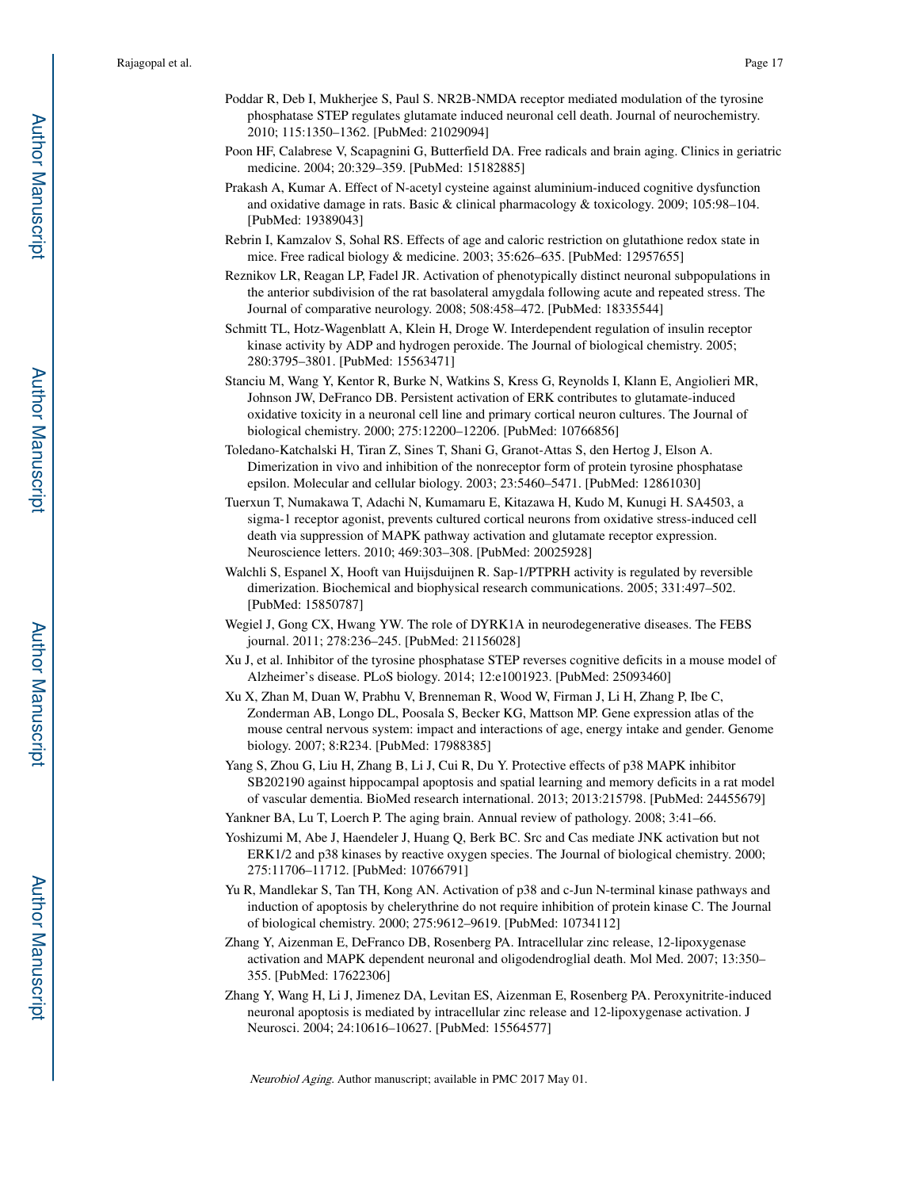Poddar R, Deb I, Mukherjee S, Paul S. NR2B-NMDA receptor mediated modulation of the tyrosine phosphatase STEP regulates glutamate induced neuronal cell death. Journal of neurochemistry. 2010; 115:1350–1362. [PubMed: 21029094]

Poon HF, Calabrese V, Scapagnini G, Butterfield DA. Free radicals and brain aging. Clinics in geriatric medicine. 2004; 20:329–359. [PubMed: 15182885]

Prakash A, Kumar A. Effect of N-acetyl cysteine against aluminium-induced cognitive dysfunction and oxidative damage in rats. Basic & clinical pharmacology & toxicology. 2009; 105:98–104. [PubMed: 19389043]

Rebrin I, Kamzalov S, Sohal RS. Effects of age and caloric restriction on glutathione redox state in mice. Free radical biology & medicine. 2003; 35:626–635. [PubMed: 12957655]

Reznikov LR, Reagan LP, Fadel JR. Activation of phenotypically distinct neuronal subpopulations in the anterior subdivision of the rat basolateral amygdala following acute and repeated stress. The Journal of comparative neurology. 2008; 508:458–472. [PubMed: 18335544]

Schmitt TL, Hotz-Wagenblatt A, Klein H, Droge W. Interdependent regulation of insulin receptor kinase activity by ADP and hydrogen peroxide. The Journal of biological chemistry. 2005; 280:3795–3801. [PubMed: 15563471]

Stanciu M, Wang Y, Kentor R, Burke N, Watkins S, Kress G, Reynolds I, Klann E, Angiolieri MR, Johnson JW, DeFranco DB. Persistent activation of ERK contributes to glutamate-induced oxidative toxicity in a neuronal cell line and primary cortical neuron cultures. The Journal of biological chemistry. 2000; 275:12200–12206. [PubMed: 10766856]

Toledano-Katchalski H, Tiran Z, Sines T, Shani G, Granot-Attas S, den Hertog J, Elson A. Dimerization in vivo and inhibition of the nonreceptor form of protein tyrosine phosphatase epsilon. Molecular and cellular biology. 2003; 23:5460–5471. [PubMed: 12861030]

Tuerxun T, Numakawa T, Adachi N, Kumamaru E, Kitazawa H, Kudo M, Kunugi H. SA4503, a sigma-1 receptor agonist, prevents cultured cortical neurons from oxidative stress-induced cell death via suppression of MAPK pathway activation and glutamate receptor expression. Neuroscience letters. 2010; 469:303–308. [PubMed: 20025928]

Walchli S, Espanel X, Hooft van Huijsduijnen R. Sap-1/PTPRH activity is regulated by reversible dimerization. Biochemical and biophysical research communications. 2005; 331:497–502. [PubMed: 15850787]

Wegiel J, Gong CX, Hwang YW. The role of DYRK1A in neurodegenerative diseases. The FEBS journal. 2011; 278:236–245. [PubMed: 21156028]

Xu J, et al. Inhibitor of the tyrosine phosphatase STEP reverses cognitive deficits in a mouse model of Alzheimer's disease. PLoS biology. 2014; 12:e1001923. [PubMed: 25093460]

Xu X, Zhan M, Duan W, Prabhu V, Brenneman R, Wood W, Firman J, Li H, Zhang P, Ibe C, Zonderman AB, Longo DL, Poosala S, Becker KG, Mattson MP. Gene expression atlas of the mouse central nervous system: impact and interactions of age, energy intake and gender. Genome biology. 2007; 8:R234. [PubMed: 17988385]

Yang S, Zhou G, Liu H, Zhang B, Li J, Cui R, Du Y. Protective effects of p38 MAPK inhibitor SB202190 against hippocampal apoptosis and spatial learning and memory deficits in a rat model of vascular dementia. BioMed research international. 2013; 2013:215798. [PubMed: 24455679]

Yankner BA, Lu T, Loerch P. The aging brain. Annual review of pathology. 2008; 3:41–66.

Yoshizumi M, Abe J, Haendeler J, Huang Q, Berk BC. Src and Cas mediate JNK activation but not ERK1/2 and p38 kinases by reactive oxygen species. The Journal of biological chemistry. 2000; 275:11706–11712. [PubMed: 10766791]

Yu R, Mandlekar S, Tan TH, Kong AN. Activation of p38 and c-Jun N-terminal kinase pathways and induction of apoptosis by chelerythrine do not require inhibition of protein kinase C. The Journal of biological chemistry. 2000; 275:9612–9619. [PubMed: 10734112]

Zhang Y, Aizenman E, DeFranco DB, Rosenberg PA. Intracellular zinc release, 12-lipoxygenase activation and MAPK dependent neuronal and oligodendroglial death. Mol Med. 2007; 13:350–355. [PubMed: 17622306]

Zhang Y, Wang H, Li J, Jimenez DA, Levitan ES, Aizenman E, Rosenberg PA. Peroxynitrite-induced neuronal apoptosis is mediated by intracellular zinc release and 12-lipoxygenase activation. J Neurosci. 2004; 24:10616–10627. [PubMed: 15564577]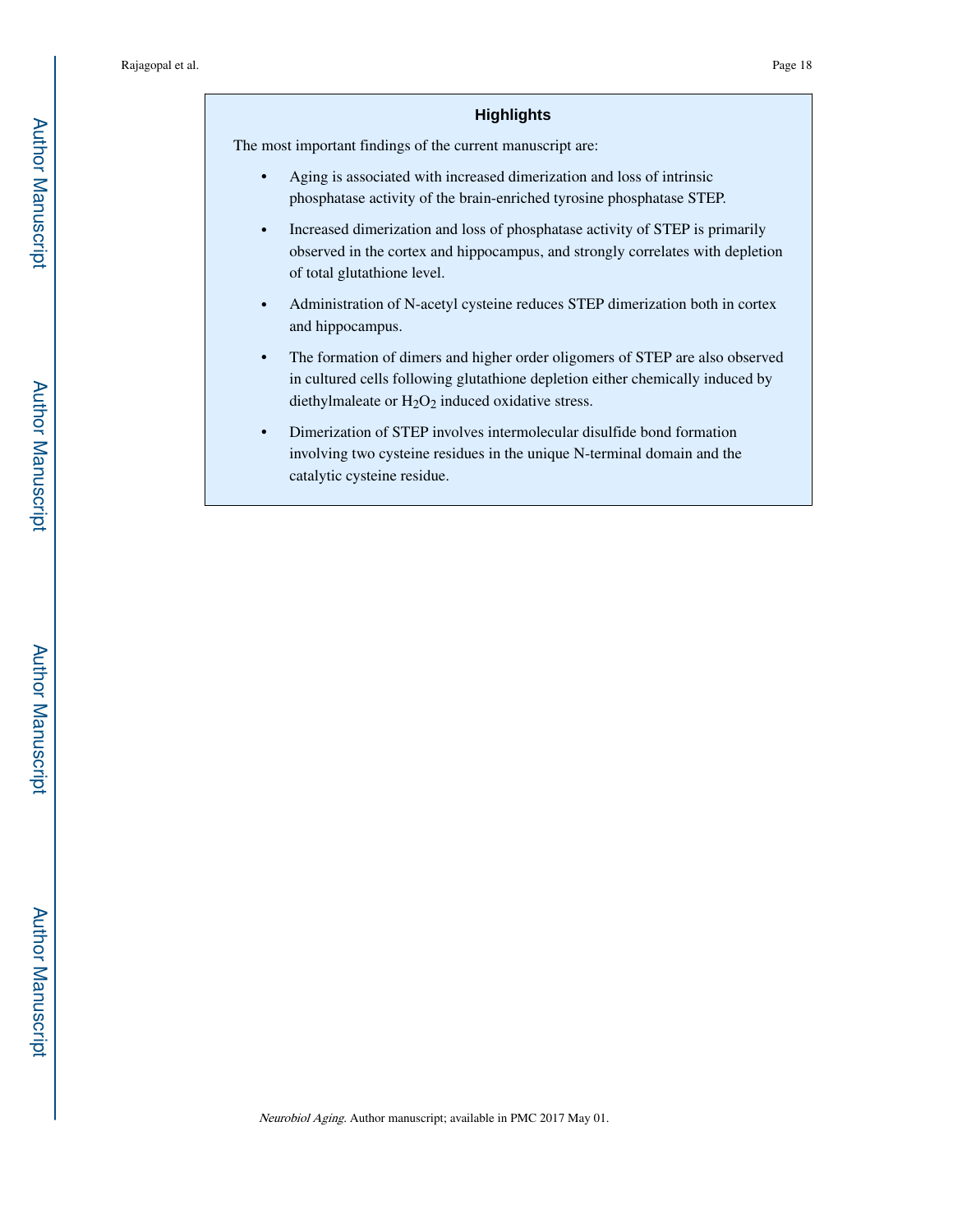## Highlights

The most important findings of the current manuscript are:

- Aging is associated with increased dimerization and loss of intrinsic phosphatase activity of the brain-enriched tyrosine phosphatase STEP.
- Increased dimerization and loss of phosphatase activity of STEP is primarily observed in the cortex and hippocampus, and strongly correlates with depletion of total glutathione level.
- Administration of N-acetyl cysteine reduces STEP dimerization both in cortex and hippocampus.
- The formation of dimers and higher order oligomers of STEP are also observed in cultured cells following glutathione depletion either chemically induced by diethylmaleate or $H_2O_2$ induced oxidative stress.
- Dimerization of STEP involves intermolecular disulfide bond formation involving two cysteine residues in the unique N-terminal domain and the catalytic cysteine residue.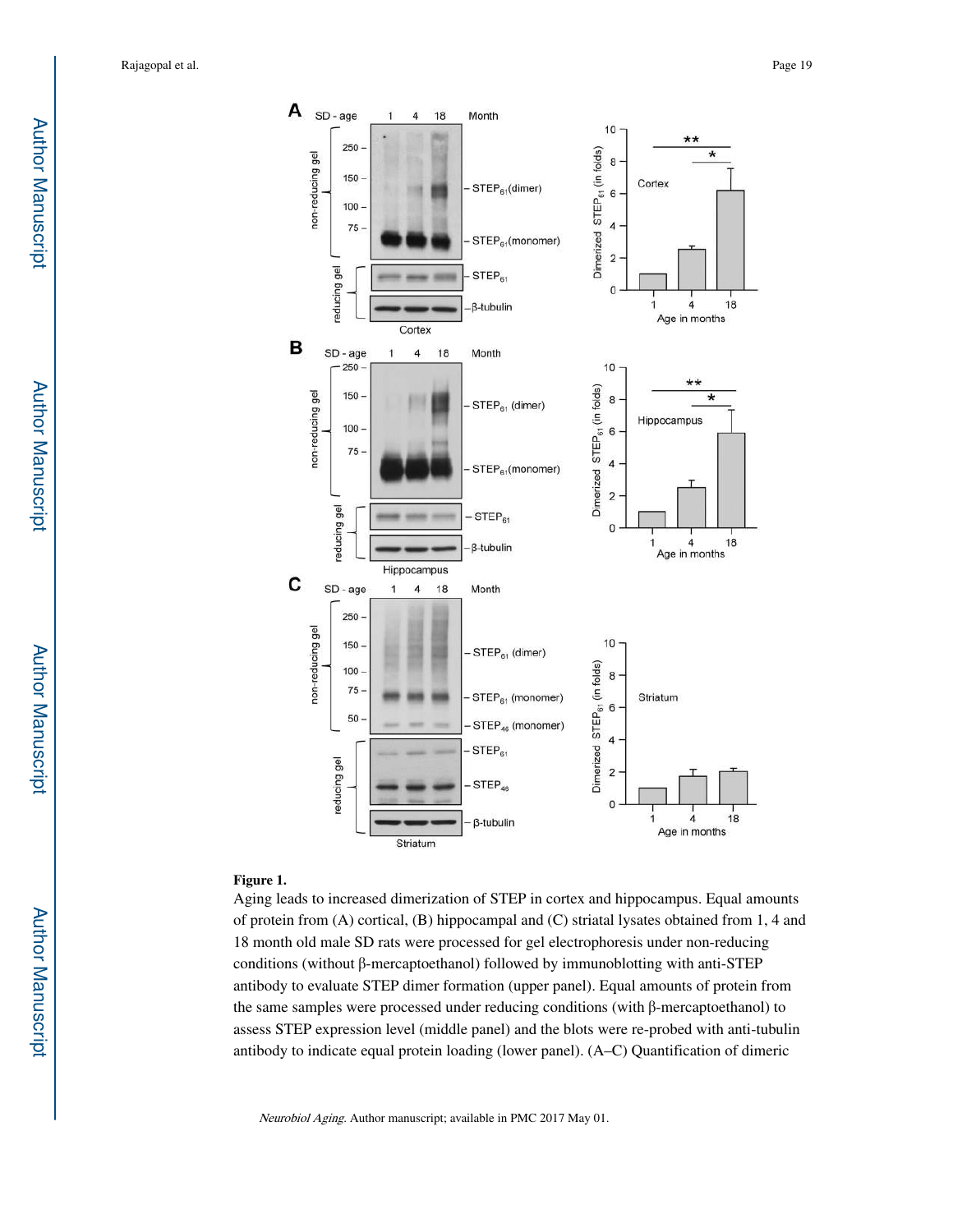**Figure 1.**

Aging leads to increased dimerization of STEP in cortex and hippocampus. Equal amounts of protein from (A) cortical, (B) hippocampal and (C) striatal lysates obtained from 1, 4 and 18 month old male SD rats were processed for gel electrophoresis under non-reducing conditions (without β-mercaptoethanol) followed by immunoblotting with anti-STEP antibody to evaluate STEP dimer formation (upper panel). Equal amounts of protein from the same samples were processed under reducing conditions (with β-mercaptoethanol) to assess STEP expression level (middle panel) and the blots were re-probed with anti-tubulin antibody to indicate equal protein loading (lower panel). (A–C) Quantification of dimeric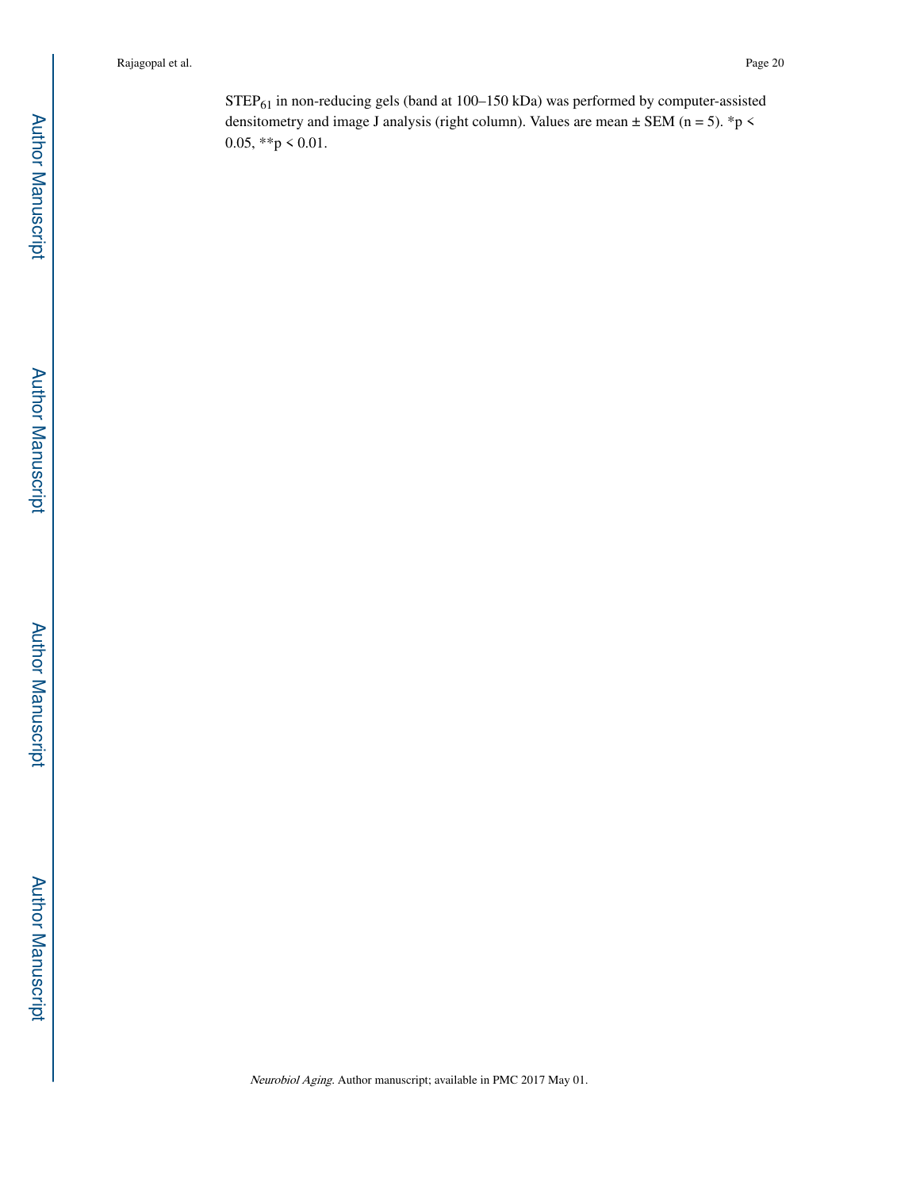$STEP_{61}$ in non-reducing gels (band at 100–150 kDa) was performed by computer-assisted densitometry and image J analysis (right column). Values are mean ± SEM (n = 5). \*$p < 0.05$, \*\*$p < 0.01$.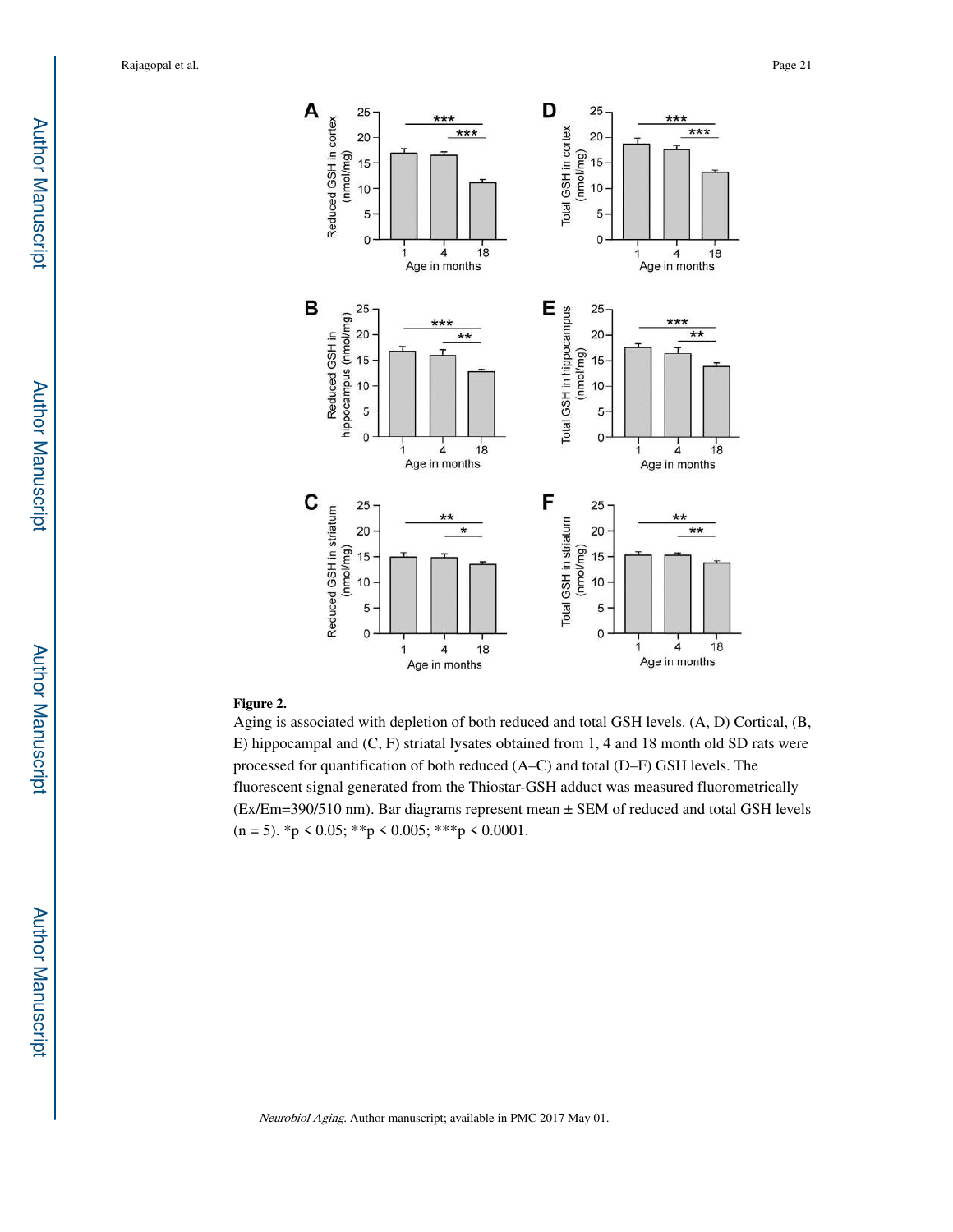**Figure 2.**

Aging is associated with depletion of both reduced and total GSH levels. (A, D) Cortical, (B, E) hippocampal and (C, F) striatal lysates obtained from 1, 4 and 18 month old SD rats were processed for quantification of both reduced (A–C) and total (D–F) GSH levels. The fluorescent signal generated from the Thiostar-GSH adduct was measured fluorometrically (Ex/Em=390/510 nm). Bar diagrams represent mean ± SEM of reduced and total GSH levels (n = 5). *p < 0.05; **p < 0.005; ***p < 0.0001.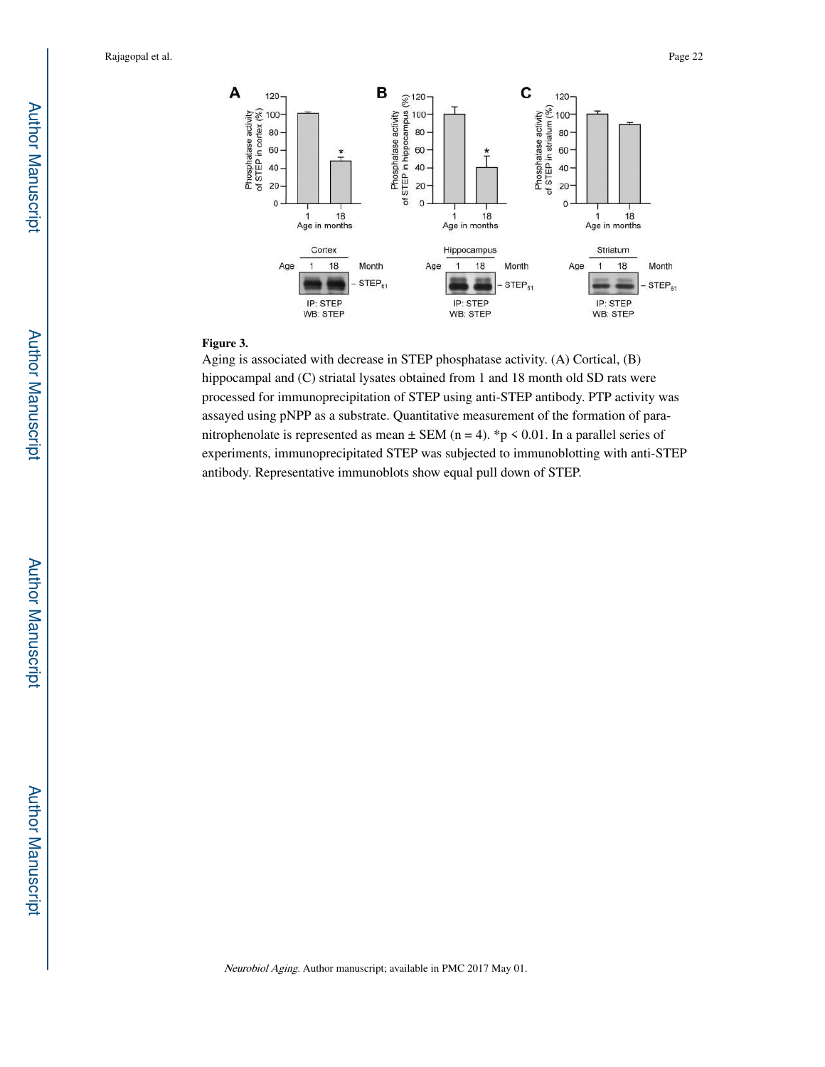**Figure 3.**

Aging is associated with decrease in STEP phosphatase activity. (A) Cortical, (B) hippocampal and (C) striatal lysates obtained from 1 and 18 month old SD rats were processed for immunoprecipitation of STEP using anti-STEP antibody. PTP activity was assayed using pNPP as a substrate. Quantitative measurement of the formation of para-nitrophenolate is represented as mean ± SEM (n = 4). *p < 0.01. In a parallel series of experiments, immunoprecipitated STEP was subjected to immunoblotting with anti-STEP antibody. Representative immunoblots show equal pull down of STEP.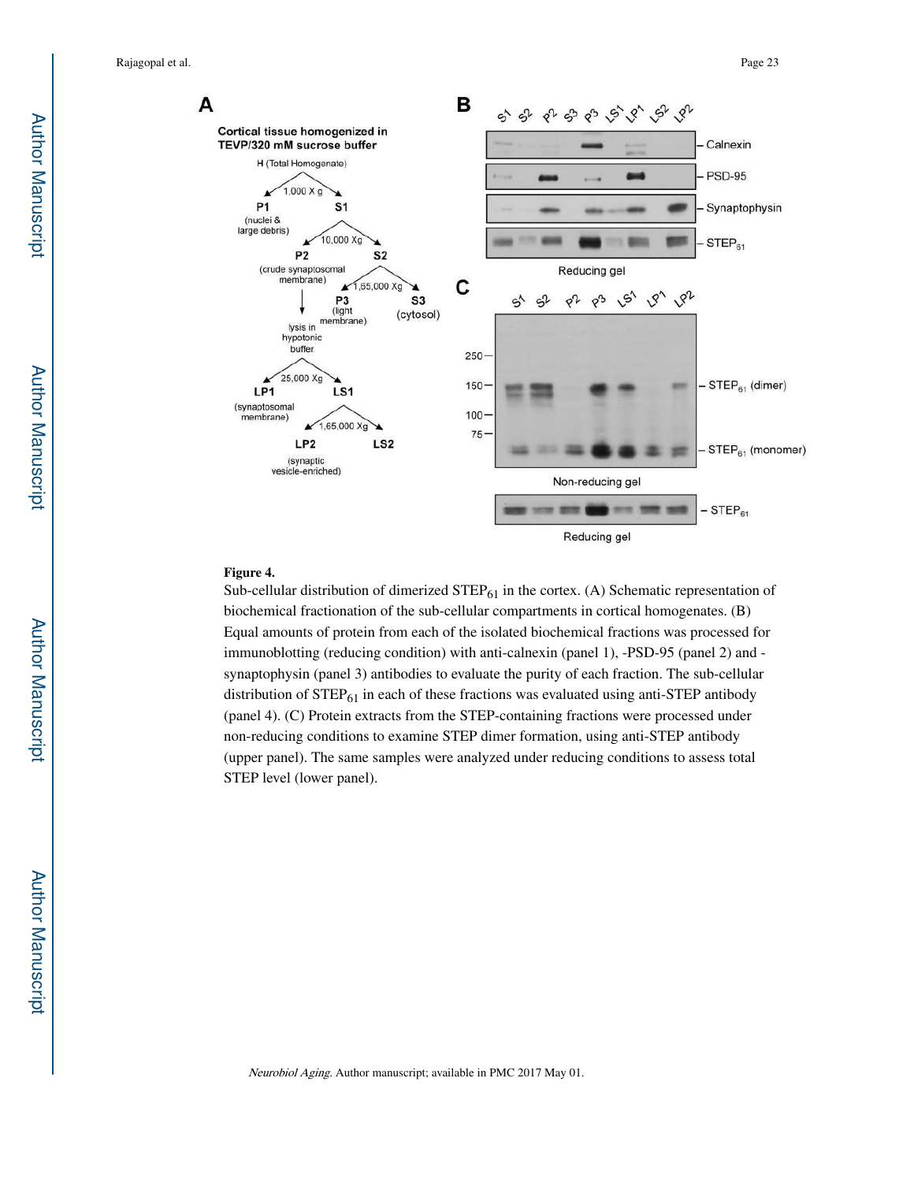**Figure 4.**

Sub-cellular distribution of dimerized $STEP_{61}$ in the cortex. (A) Schematic representation of biochemical fractionation of the sub-cellular compartments in cortical homogenates. (B) Equal amounts of protein from each of the isolated biochemical fractions was processed for immunoblotting (reducing condition) with anti-calnexin (panel 1), -PSD-95 (panel 2) and -synaptophysin (panel 3) antibodies to evaluate the purity of each fraction. The sub-cellular distribution of $STEP_{61}$ in each of these fractions was evaluated using anti-STEP antibody (panel 4). (C) Protein extracts from the STEP-containing fractions were processed under non-reducing conditions to examine STEP dimer formation, using anti-STEP antibody (upper panel). The same samples were analyzed under reducing conditions to assess total STEP level (lower panel).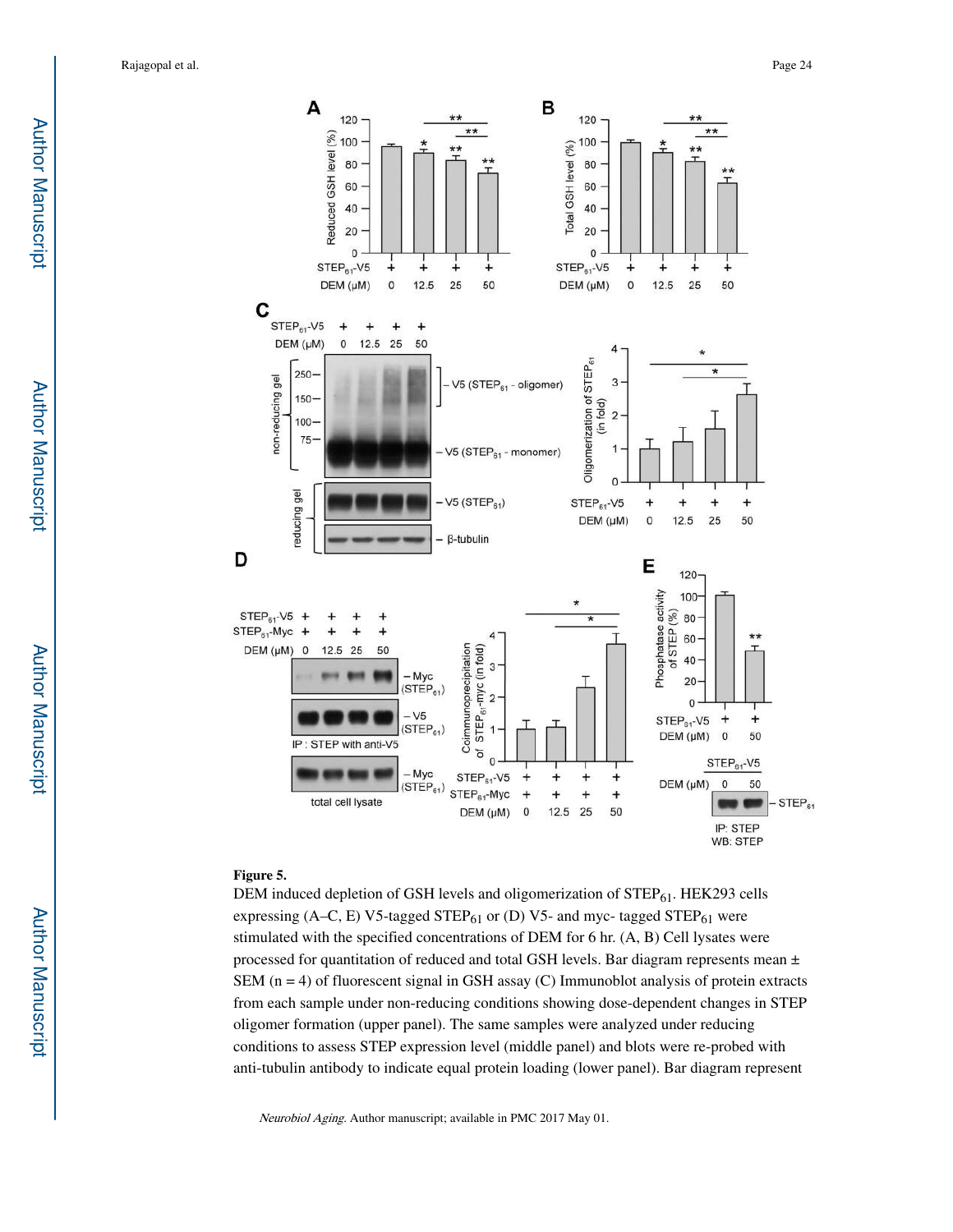**Figure 5.**

DEM induced depletion of GSH levels and oligomerization of $STEP_{61}$. HEK293 cells expressing (A–C, E) V5-tagged $STEP_{61}$ or (D) V5- and myc- tagged $STEP_{61}$ were stimulated with the specified concentrations of DEM for 6 hr. (A, B) Cell lysates were processed for quantitation of reduced and total GSH levels. Bar diagram represents mean ± SEM (n = 4) of fluorescent signal in GSH assay (C) Immunoblot analysis of protein extracts from each sample under non-reducing conditions showing dose-dependent changes in STEP oligomer formation (upper panel). The same samples were analyzed under reducing conditions to assess STEP expression level (middle panel) and blots were re-probed with anti-tubulin antibody to indicate equal protein loading (lower panel). Bar diagram represent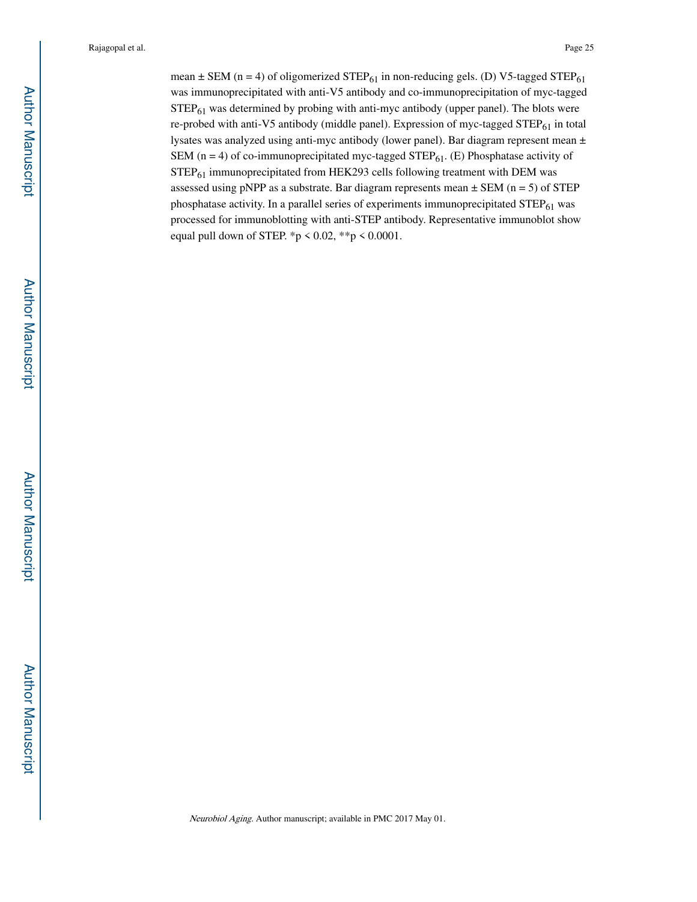mean ± SEM (n = 4) of oligomerized $STEP_{61}$ in non-reducing gels. (D) V5-tagged $STEP_{61}$ was immunoprecipitated with anti-V5 antibody and co-immunoprecipitation of myc-tagged $STEP_{61}$ was determined by probing with anti-myc antibody (upper panel). The blots were re-probed with anti-V5 antibody (middle panel). Expression of myc-tagged $STEP_{61}$ in total lysates was analyzed using anti-myc antibody (lower panel). Bar diagram represent mean ± SEM (n = 4) of co-immunoprecipitated myc-tagged $STEP_{61}$. (E) Phosphatase activity of $STEP_{61}$ immunoprecipitated from HEK293 cells following treatment with DEM was assessed using pNPP as a substrate. Bar diagram represents mean ± SEM (n = 5) of STEP phosphatase activity. In a parallel series of experiments immunoprecipitated $STEP_{61}$ was processed for immunoblotting with anti-STEP antibody. Representative immunoblot show equal pull down of STEP. *$p < 0.02$, **$p < 0.0001$.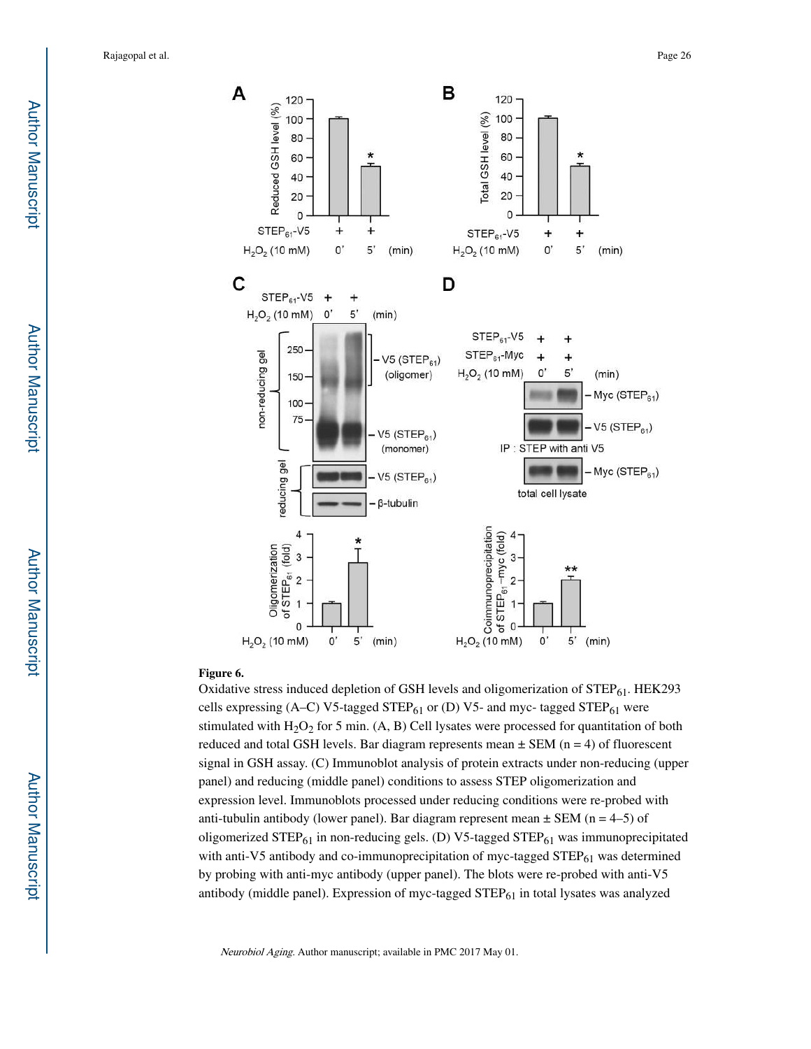**Figure 6.**

Oxidative stress induced depletion of GSH levels and oligomerization of $STEP_{61}$. HEK293 cells expressing (A–C) V5-tagged $STEP_{61}$ or (D) V5- and myc- tagged $STEP_{61}$ were stimulated with $H_2O_2$ for 5 min. (A, B) Cell lysates were processed for quantitation of both reduced and total GSH levels. Bar diagram represents mean ± SEM (n = 4) of fluorescent signal in GSH assay. (C) Immunoblot analysis of protein extracts under non-reducing (upper panel) and reducing (middle panel) conditions to assess STEP oligomerization and expression level. Immunoblots processed under reducing conditions were re-probed with anti-tubulin antibody (lower panel). Bar diagram represent mean ± SEM (n = 4–5) of oligomerized $STEP_{61}$ in non-reducing gels. (D) V5-tagged $STEP_{61}$ was immunoprecipitated with anti-V5 antibody and co-immunoprecipitation of myc-tagged $STEP_{61}$ was determined by probing with anti-myc antibody (upper panel). The blots were re-probed with anti-V5 antibody (middle panel). Expression of myc-tagged $STEP_{61}$ in total lysates was analyzed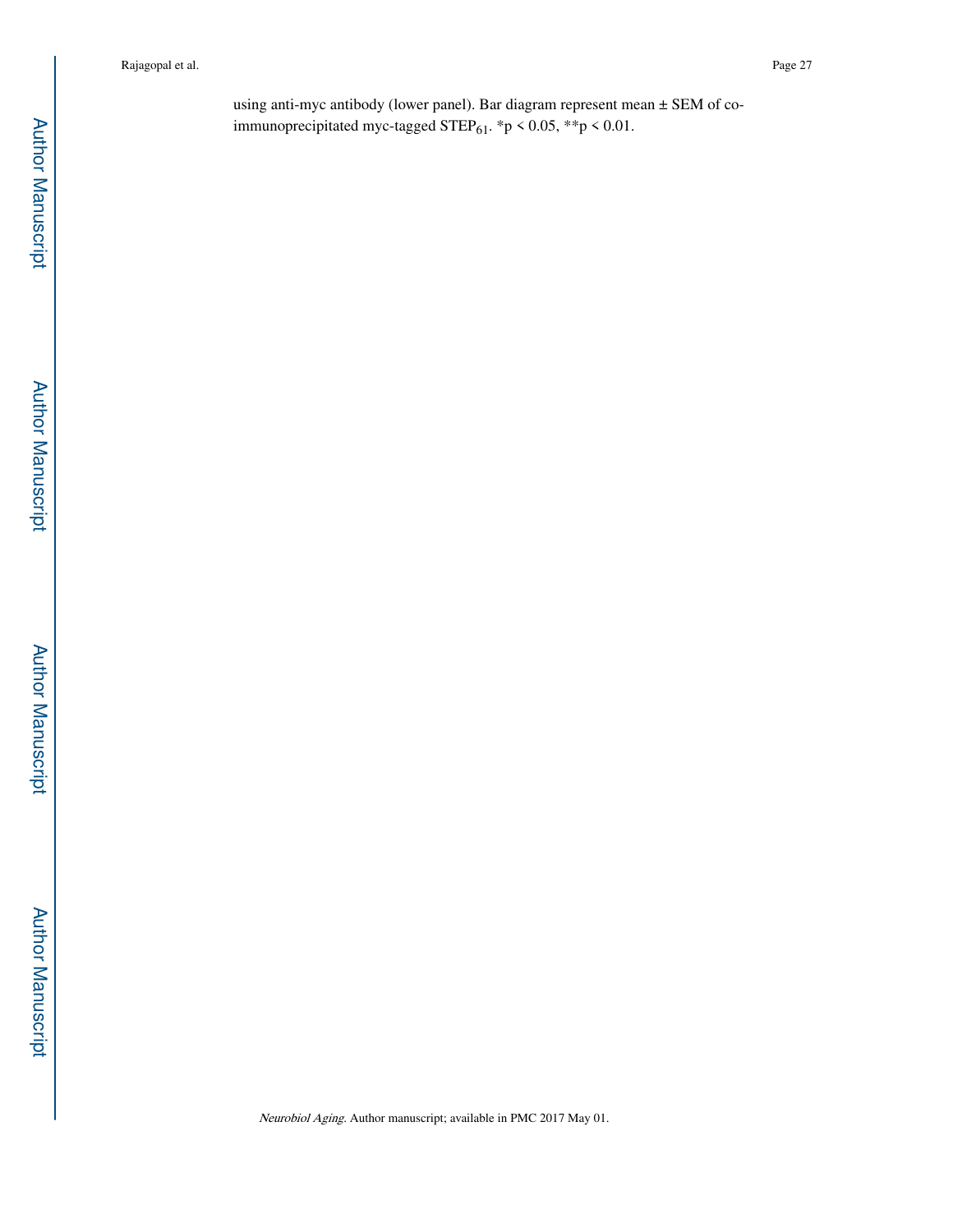using anti-myc antibody (lower panel). Bar diagram represent mean ± SEM of co-immunoprecipitated myc-tagged $STEP_{61}$. \*p < 0.05, \*\*p < 0.01.

using anti-myc antibody (lower panel). Bar diagram represent mean ± SEM of co-immunoprecipitated myc-tagged $STEP_{61}$. *p < 0.05, **p < 0.01.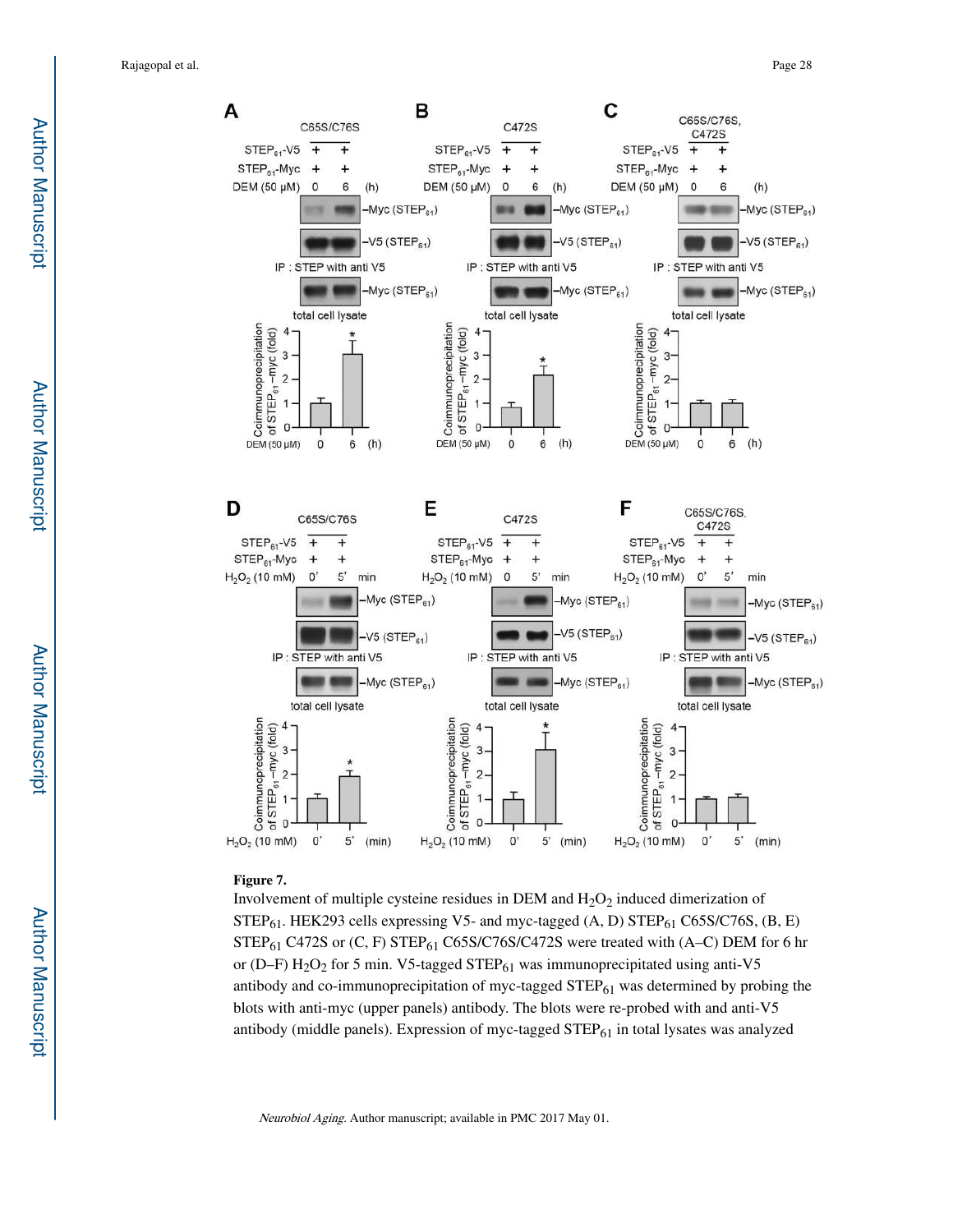**Figure 7.**

Involvement of multiple cysteine residues in DEM and $H_2O_2$ induced dimerization of $STEP_{61}$. HEK293 cells expressing V5- and myc-tagged (A, D) $STEP_{61}$ C65S/C76S, (B, E) $STEP_{61}$ C472S or (C, F) $STEP_{61}$ C65S/C76S/C472S were treated with (A–C) DEM for 6 hr or (D–F) $H_2O_2$ for 5 min. V5-tagged $STEP_{61}$ was immunoprecipitated using anti-V5 antibody and co-immunoprecipitation of myc-tagged $STEP_{61}$ was determined by probing the blots with anti-myc (upper panels) antibody. The blots were re-probed with and anti-V5 antibody (middle panels). Expression of myc-tagged $STEP_{61}$ in total lysates was analyzed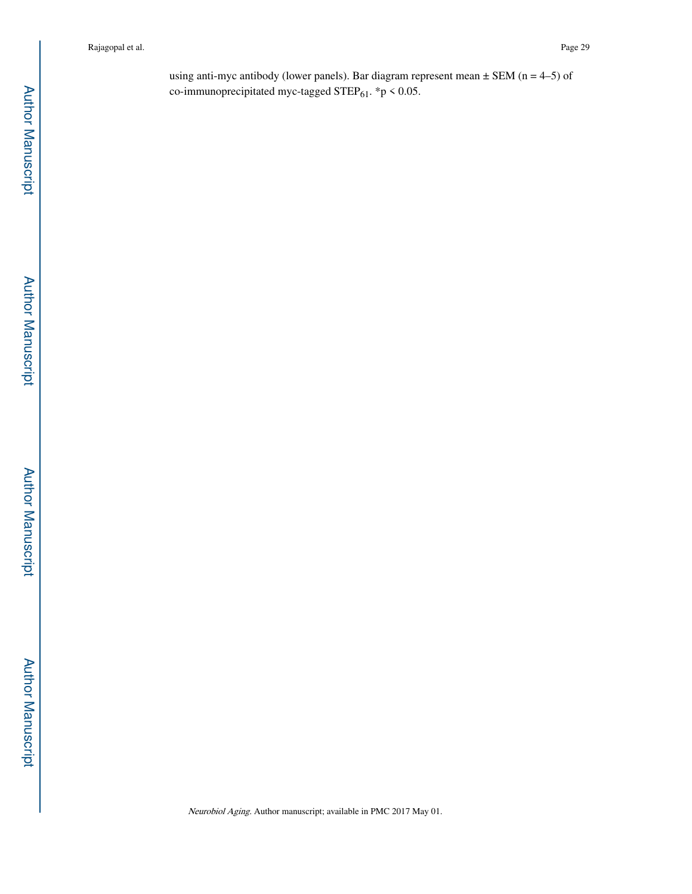using anti-myc antibody (lower panels). Bar diagram represent mean ± SEM (n = 4–5) of co-immunoprecipitated myc-tagged $STEP_{61}$. *$p < 0.05$.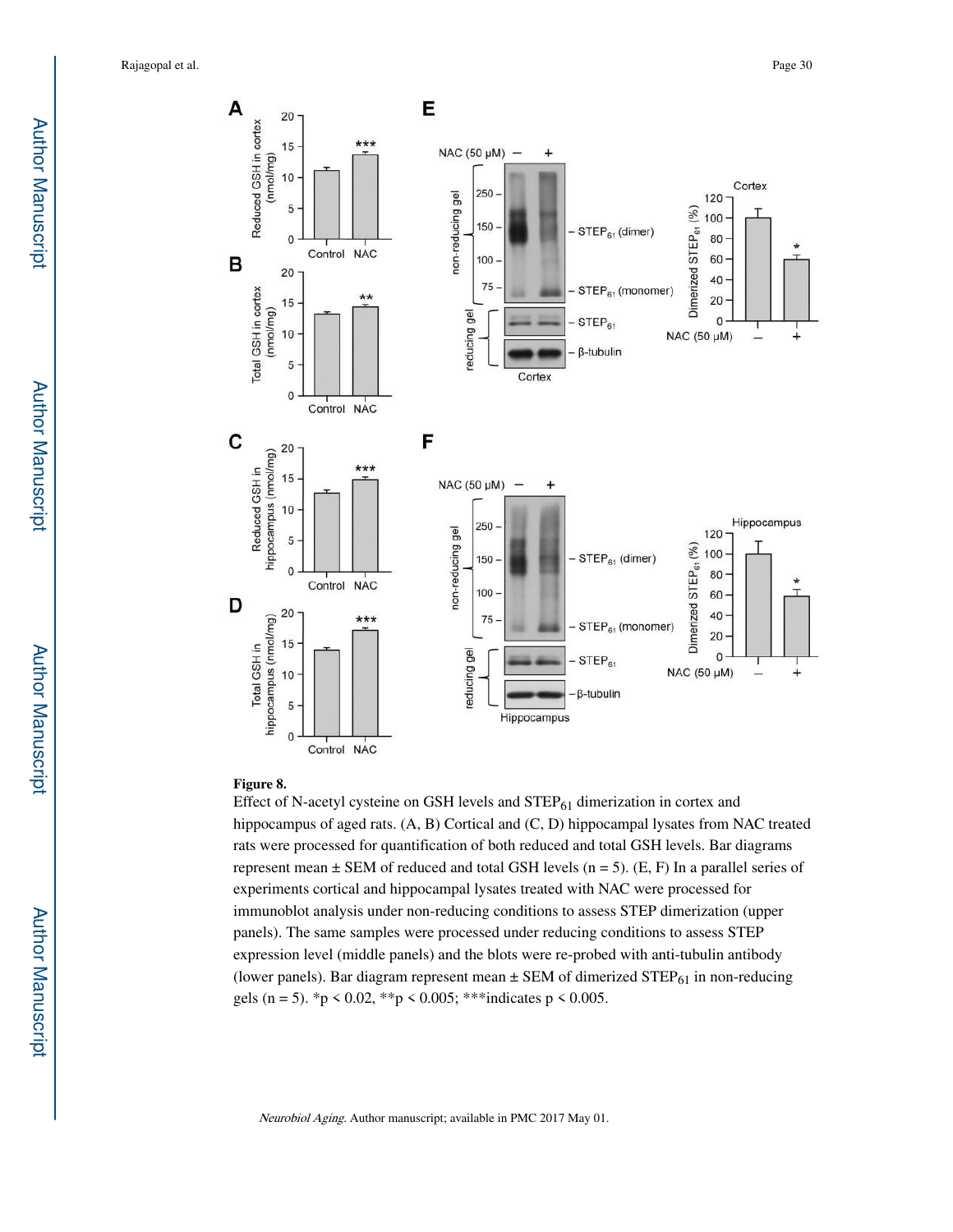A

20
15
10
5
0

Reduced GSH in cortex (nmol/mg)

***

Control NAC

B

20
15
10
5
0

Total GSH in cortex (nmol/mg)

**

Control NAC

C

20
15
10
5
0

Reduced GSH in hippocampus (nmol/mg)

***

Control NAC

D

20
15
10
5
0

Total GSH in hippocampus (nmol/mg)

***

Control NAC

E

NAC (50 μM) – +

non-reducing gel

250 –
150 –
100 –
75 –

– $STEP_{61}$ (dimer)
– $STEP_{61}$ (monomer)

reducing gel

– $STEP_{61}$
– β-tubulin

Cortex

Cortex

120
100
80
60
40
20
0

Dimerized $STEP_{61}$ (%)

*

NAC (50 μM) – +

F

NAC (50 μM) – +

non-reducing gel

250 –
150 –
100 –
75 –

– $STEP_{61}$ (dimer)
– $STEP_{61}$ (monomer)

reducing gel

– $STEP_{61}$
– β-tubulin

Hippocampus

Hippocampus

120
100
80
60
40
20
0

Dimerized $STEP_{61}$ (%)

*

NAC (50 μM) – +

**Figure 8.**

Effect of N-acetyl cysteine on GSH levels and $STEP_{61}$ dimerization in cortex and hippocampus of aged rats. (A, B) Cortical and (C, D) hippocampal lysates from NAC treated rats were processed for quantification of both reduced and total GSH levels. Bar diagrams represent mean ± SEM of reduced and total GSH levels (n = 5). (E, F) In a parallel series of experiments cortical and hippocampal lysates treated with NAC were processed for immunoblot analysis under non-reducing conditions to assess STEP dimerization (upper panels). The same samples were processed under reducing conditions to assess STEP expression level (middle panels) and the blots were re-probed with anti-tubulin antibody (lower panels). Bar diagram represent mean ± SEM of dimerized $STEP_{61}$ in non-reducing gels (n = 5). *$p < 0.02$, **$p < 0.005$; ***indicates $p < 0.005$.